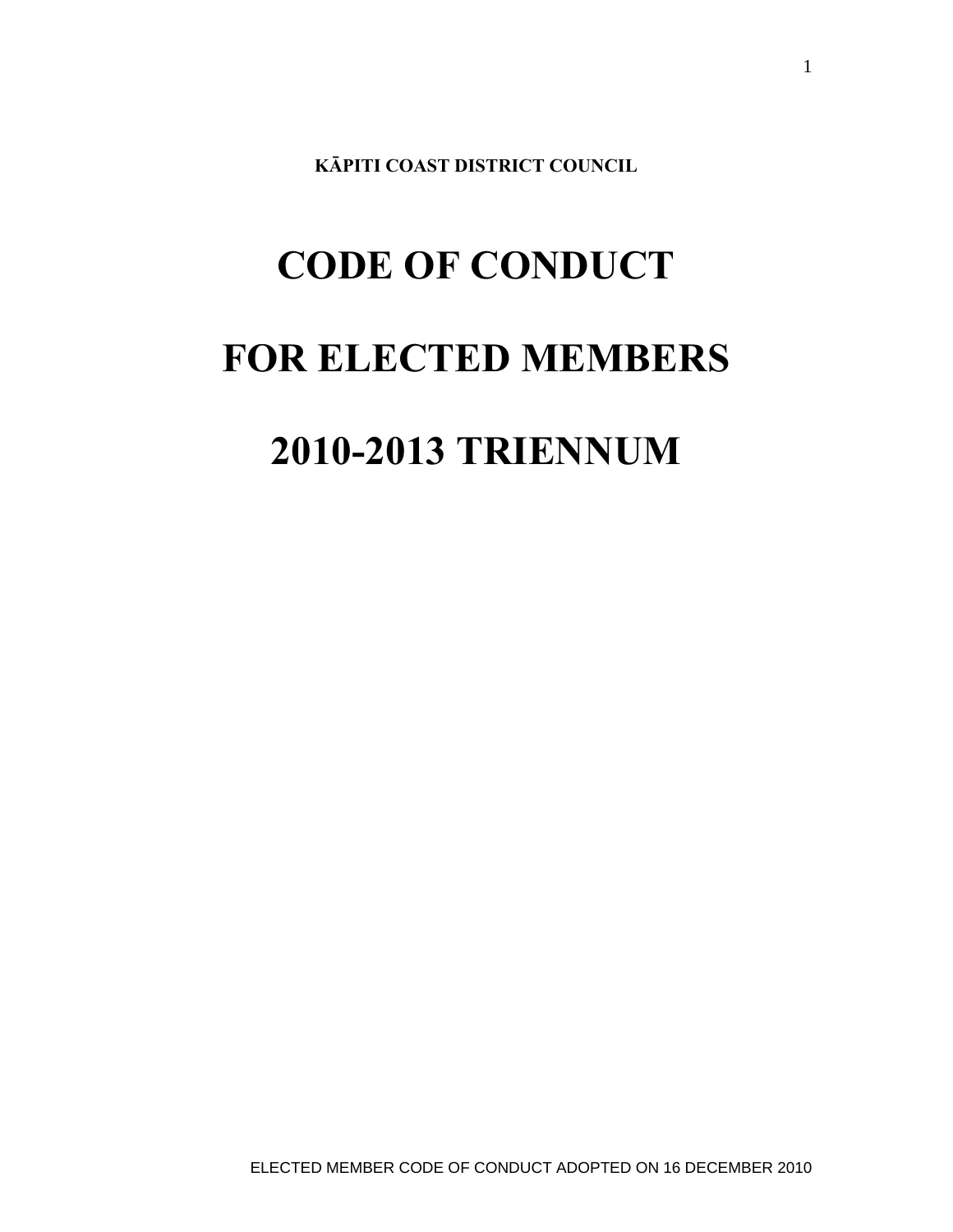**KĀPITI COAST DISTRICT COUNCIL**

# CODE OF CONDUCT

# FOR ELECTED MEMBERS

# 2010-2013 TRIENNUM

ELECTED MEMBER CODE OF CONDUCT ADOPTED ON 16 DECEMBER 2010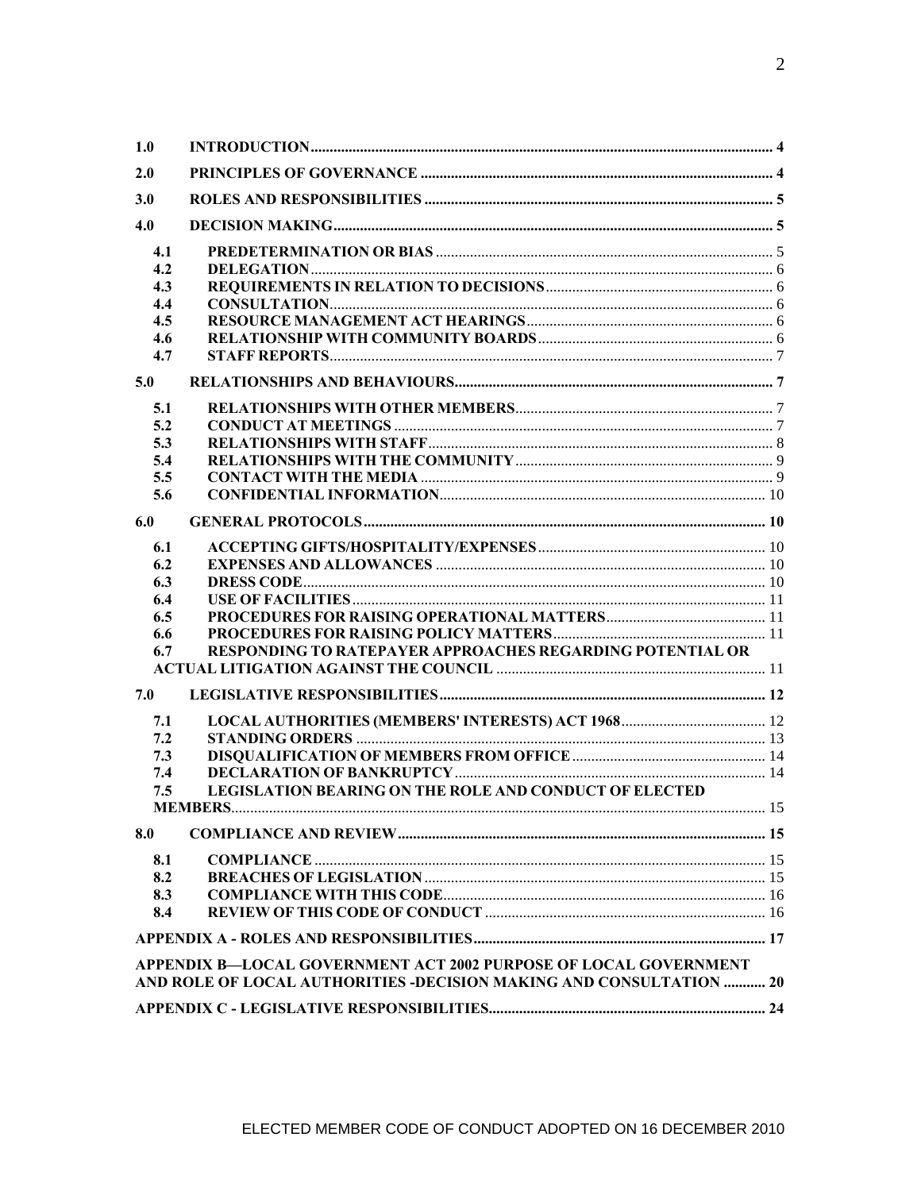| | | |
|---|---|---|
| **1.0** | **INTRODUCTION** | **4** |
| **2.0** | **PRINCIPLES OF GOVERNANCE** | **4** |
| **3.0** | **ROLES AND RESPONSIBILITIES** | **5** |
| **4.0** | **DECISION MAKING** | **5** |
| 4.1 | **PREDETERMINATION OR BIAS** | 5 |
| 4.2 | **DELEGATION** | 6 |
| 4.3 | **REQUIREMENTS IN RELATION TO DECISIONS** | 6 |
| 4.4 | **CONSULTATION** | 6 |
| 4.5 | **RESOURCE MANAGEMENT ACT HEARINGS** | 6 |
| 4.6 | **RELATIONSHIP WITH COMMUNITY BOARDS** | 6 |
| 4.7 | **STAFF REPORTS** | 7 |
| **5.0** | **RELATIONSHIPS AND BEHAVIOURS** | **7** |
| 5.1 | **RELATIONSHIPS WITH OTHER MEMBERS** | 7 |
| 5.2 | **CONDUCT AT MEETINGS** | 7 |
| 5.3 | **RELATIONSHIPS WITH STAFF** | 8 |
| 5.4 | **RELATIONSHIPS WITH THE COMMUNITY** | 9 |
| 5.5 | **CONTACT WITH THE MEDIA** | 9 |
| 5.6 | **CONFIDENTIAL INFORMATION** | 10 |
| **6.0** | **GENERAL PROTOCOLS** | **10** |
| 6.1 | **ACCEPTING GIFTS/HOSPITALITY/EXPENSES** | 10 |
| 6.2 | **EXPENSES AND ALLOWANCES** | 10 |
| 6.3 | **DRESS CODE** | 10 |
| 6.4 | **USE OF FACILITIES** | 11 |
| 6.5 | **PROCEDURES FOR RAISING OPERATIONAL MATTERS** | 11 |
| 6.6 | **PROCEDURES FOR RAISING POLICY MATTERS** | 11 |
| 6.7 | **RESPONDING TO RATEPAYER APPROACHES REGARDING POTENTIAL OR ACTUAL LITIGATION AGAINST THE COUNCIL** | 11 |
| **7.0** | **LEGISLATIVE RESPONSIBILITIES** | **12** |
| 7.1 | **LOCAL AUTHORITIES (MEMBERS' INTERESTS) ACT 1968** | 12 |
| 7.2 | **STANDING ORDERS** | 13 |
| 7.3 | **DISQUALIFICATION OF MEMBERS FROM OFFICE** | 14 |
| 7.4 | **DECLARATION OF BANKRUPTCY** | 14 |
| 7.5 | **LEGISLATION BEARING ON THE ROLE AND CONDUCT OF ELECTED MEMBERS** | 15 |
| **8.0** | **COMPLIANCE AND REVIEW** | **15** |
| 8.1 | **COMPLIANCE** | 15 |
| 8.2 | **BREACHES OF LEGISLATION** | 15 |
| 8.3 | **COMPLIANCE WITH THIS CODE** | 16 |
| 8.4 | **REVIEW OF THIS CODE OF CONDUCT** | 16 |
| | **APPENDIX A - ROLES AND RESPONSIBILITIES** | **17** |
| | **APPENDIX B—LOCAL GOVERNMENT ACT 2002 PURPOSE OF LOCAL GOVERNMENT AND ROLE OF LOCAL AUTHORITIES -DECISION MAKING AND CONSULTATION** | **20** |
| | **APPENDIX C - LEGISLATIVE RESPONSIBILITIES** | **24** |

ELECTED MEMBER CODE OF CONDUCT ADOPTED ON 16 DECEMBER 2010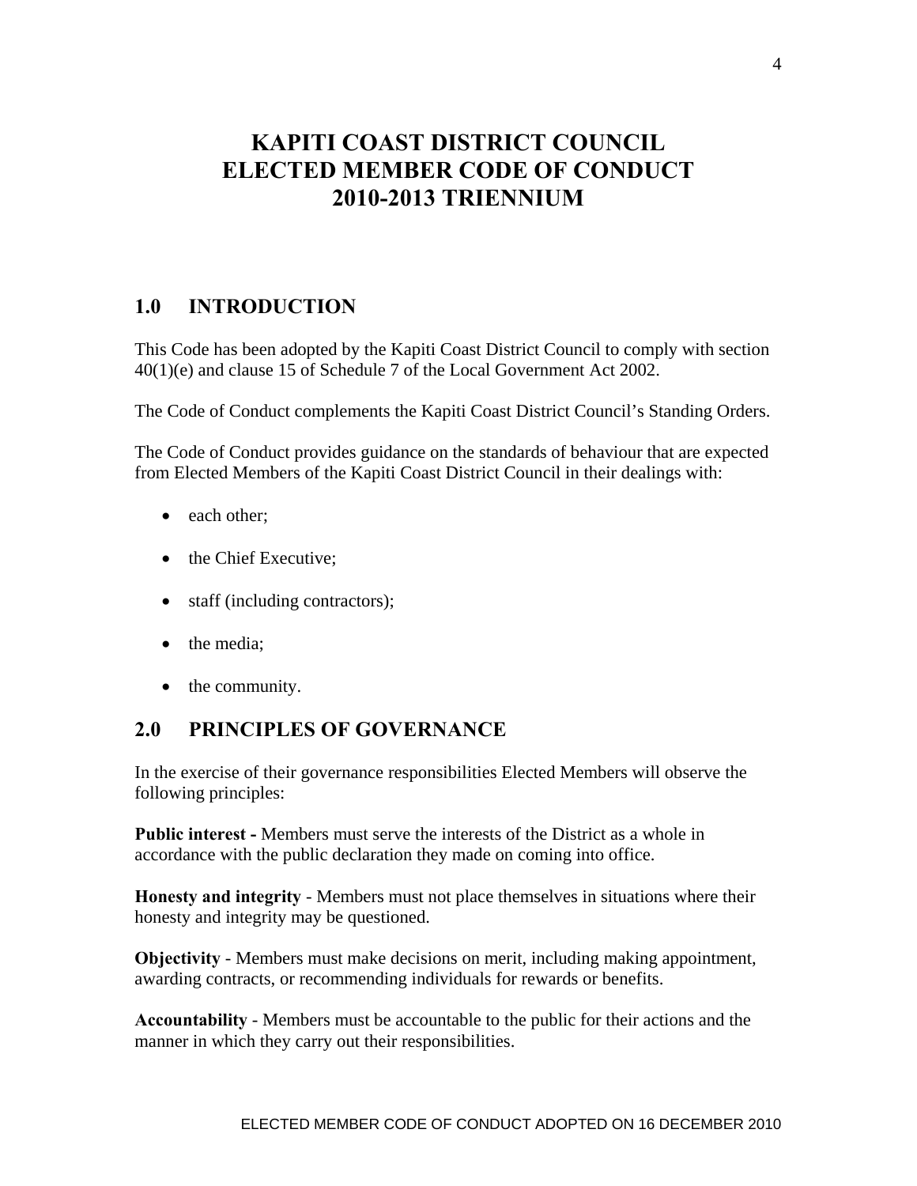# KAPITI COAST DISTRICT COUNCIL ELECTED MEMBER CODE OF CONDUCT 2010-2013 TRIENNIUM

## 1.0 INTRODUCTION

This Code has been adopted by the Kapiti Coast District Council to comply with section 40(1)(e) and clause 15 of Schedule 7 of the Local Government Act 2002.

The Code of Conduct complements the Kapiti Coast District Council's Standing Orders.

The Code of Conduct provides guidance on the standards of behaviour that are expected from Elected Members of the Kapiti Coast District Council in their dealings with:

- each other;
- the Chief Executive;
- staff (including contractors);
- the media;
- the community.

## 2.0 PRINCIPLES OF GOVERNANCE

In the exercise of their governance responsibilities Elected Members will observe the following principles:

**Public interest -** Members must serve the interests of the District as a whole in accordance with the public declaration they made on coming into office.

**Honesty and integrity** - Members must not place themselves in situations where their honesty and integrity may be questioned.

**Objectivity** - Members must make decisions on merit, including making appointment, awarding contracts, or recommending individuals for rewards or benefits.

**Accountability** - Members must be accountable to the public for their actions and the manner in which they carry out their responsibilities.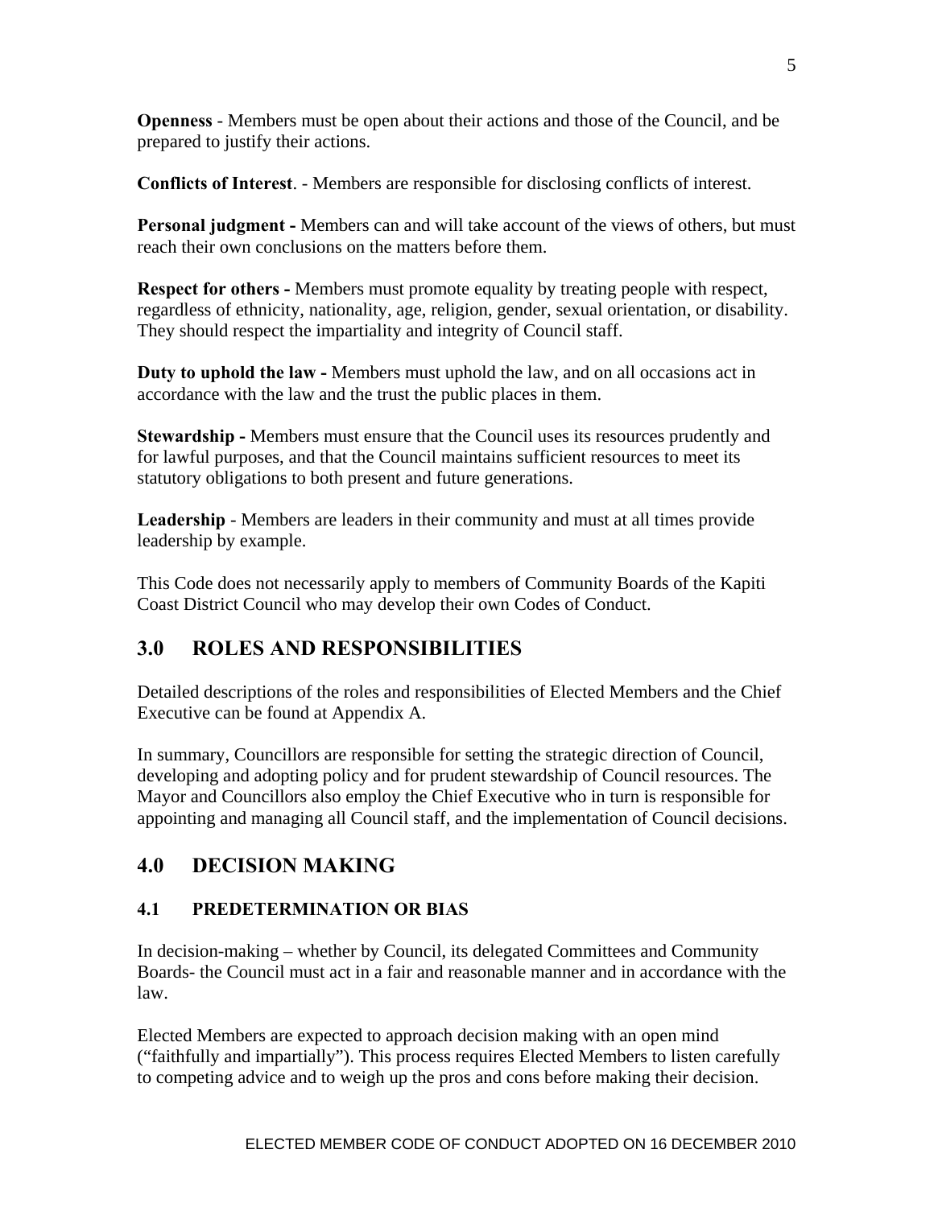**Openness** - Members must be open about their actions and those of the Council, and be prepared to justify their actions.

**Conflicts of Interest**. - Members are responsible for disclosing conflicts of interest.

**Personal judgment -** Members can and will take account of the views of others, but must reach their own conclusions on the matters before them.

**Respect for others -** Members must promote equality by treating people with respect, regardless of ethnicity, nationality, age, religion, gender, sexual orientation, or disability. They should respect the impartiality and integrity of Council staff.

**Duty to uphold the law -** Members must uphold the law, and on all occasions act in accordance with the law and the trust the public places in them.

**Stewardship -** Members must ensure that the Council uses its resources prudently and for lawful purposes, and that the Council maintains sufficient resources to meet its statutory obligations to both present and future generations.

**Leadership** - Members are leaders in their community and must at all times provide leadership by example.

This Code does not necessarily apply to members of Community Boards of the Kapiti Coast District Council who may develop their own Codes of Conduct.

## 3.0 ROLES AND RESPONSIBILITIES

Detailed descriptions of the roles and responsibilities of Elected Members and the Chief Executive can be found at Appendix A.

In summary, Councillors are responsible for setting the strategic direction of Council, developing and adopting policy and for prudent stewardship of Council resources. The Mayor and Councillors also employ the Chief Executive who in turn is responsible for appointing and managing all Council staff, and the implementation of Council decisions.

## 4.0 DECISION MAKING

### 4.1 PREDETERMINATION OR BIAS

In decision-making – whether by Council, its delegated Committees and Community Boards- the Council must act in a fair and reasonable manner and in accordance with the law.

Elected Members are expected to approach decision making with an open mind ("faithfully and impartially"). This process requires Elected Members to listen carefully to competing advice and to weigh up the pros and cons before making their decision.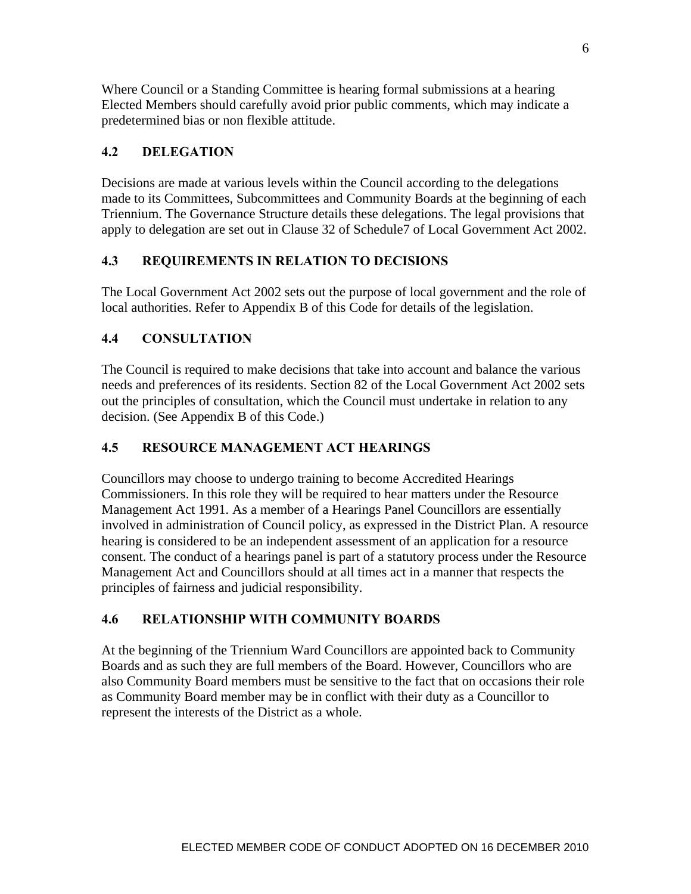Where Council or a Standing Committee is hearing formal submissions at a hearing Elected Members should carefully avoid prior public comments, which may indicate a predetermined bias or non flexible attitude.

### 4.2 DELEGATION

Decisions are made at various levels within the Council according to the delegations made to its Committees, Subcommittees and Community Boards at the beginning of each Triennium. The Governance Structure details these delegations. The legal provisions that apply to delegation are set out in Clause 32 of Schedule7 of Local Government Act 2002.

### 4.3 REQUIREMENTS IN RELATION TO DECISIONS

The Local Government Act 2002 sets out the purpose of local government and the role of local authorities. Refer to Appendix B of this Code for details of the legislation.

### 4.4 CONSULTATION

The Council is required to make decisions that take into account and balance the various needs and preferences of its residents. Section 82 of the Local Government Act 2002 sets out the principles of consultation, which the Council must undertake in relation to any decision. (See Appendix B of this Code.)

### 4.5 RESOURCE MANAGEMENT ACT HEARINGS

Councillors may choose to undergo training to become Accredited Hearings Commissioners. In this role they will be required to hear matters under the Resource Management Act 1991. As a member of a Hearings Panel Councillors are essentially involved in administration of Council policy, as expressed in the District Plan. A resource hearing is considered to be an independent assessment of an application for a resource consent. The conduct of a hearings panel is part of a statutory process under the Resource Management Act and Councillors should at all times act in a manner that respects the principles of fairness and judicial responsibility.

### 4.6 RELATIONSHIP WITH COMMUNITY BOARDS

At the beginning of the Triennium Ward Councillors are appointed back to Community Boards and as such they are full members of the Board. However, Councillors who are also Community Board members must be sensitive to the fact that on occasions their role as Community Board member may be in conflict with their duty as a Councillor to represent the interests of the District as a whole.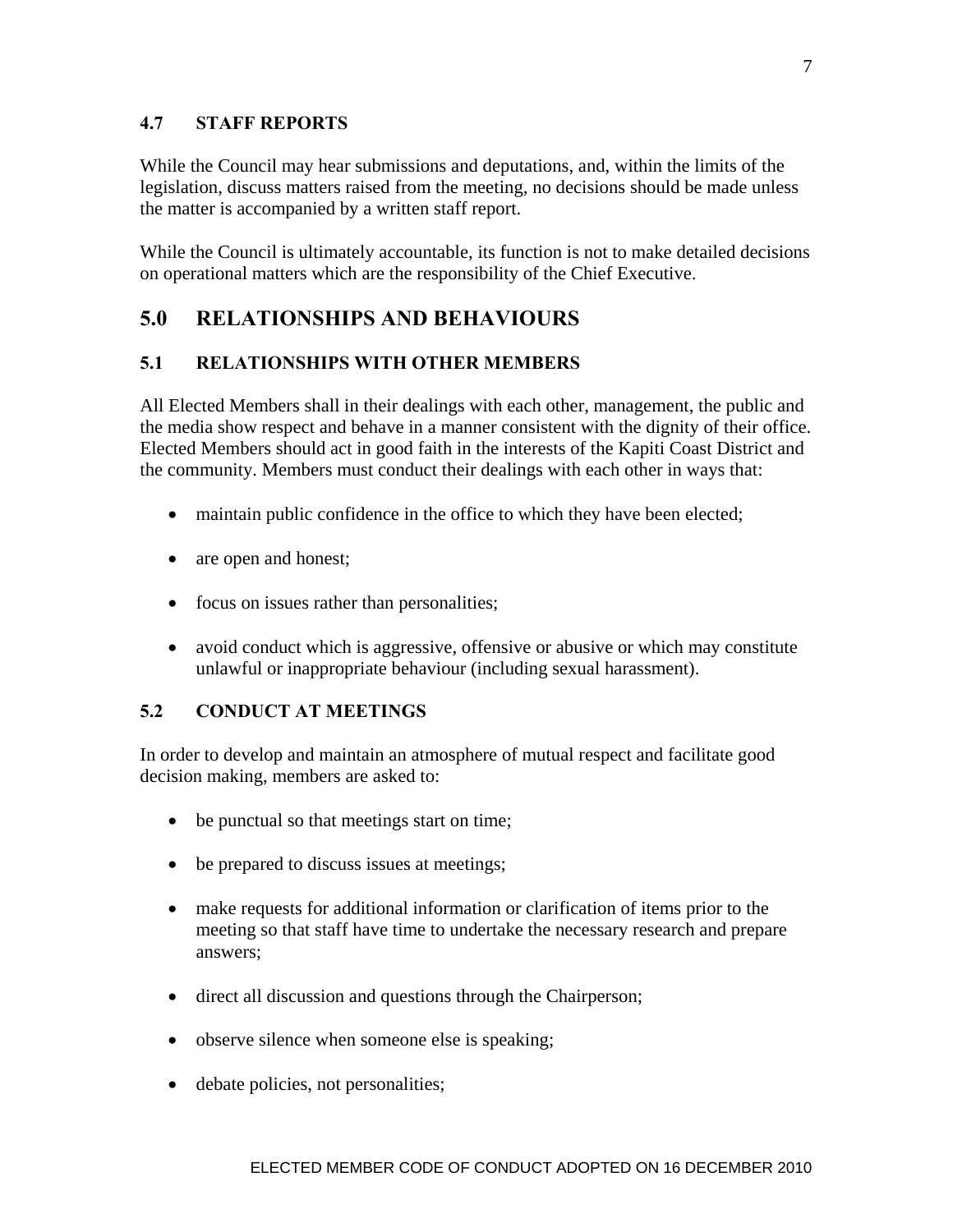### 4.7 STAFF REPORTS

While the Council may hear submissions and deputations, and, within the limits of the legislation, discuss matters raised from the meeting, no decisions should be made unless the matter is accompanied by a written staff report.

While the Council is ultimately accountable, its function is not to make detailed decisions on operational matters which are the responsibility of the Chief Executive.

## 5.0 RELATIONSHIPS AND BEHAVIOURS

### 5.1 RELATIONSHIPS WITH OTHER MEMBERS

All Elected Members shall in their dealings with each other, management, the public and the media show respect and behave in a manner consistent with the dignity of their office. Elected Members should act in good faith in the interests of the Kapiti Coast District and the community. Members must conduct their dealings with each other in ways that:

- maintain public confidence in the office to which they have been elected;
- are open and honest;
- focus on issues rather than personalities;
- avoid conduct which is aggressive, offensive or abusive or which may constitute unlawful or inappropriate behaviour (including sexual harassment).

### 5.2 CONDUCT AT MEETINGS

In order to develop and maintain an atmosphere of mutual respect and facilitate good decision making, members are asked to:

- be punctual so that meetings start on time;
- be prepared to discuss issues at meetings;
- make requests for additional information or clarification of items prior to the meeting so that staff have time to undertake the necessary research and prepare answers;
- direct all discussion and questions through the Chairperson;
- observe silence when someone else is speaking;
- debate policies, not personalities;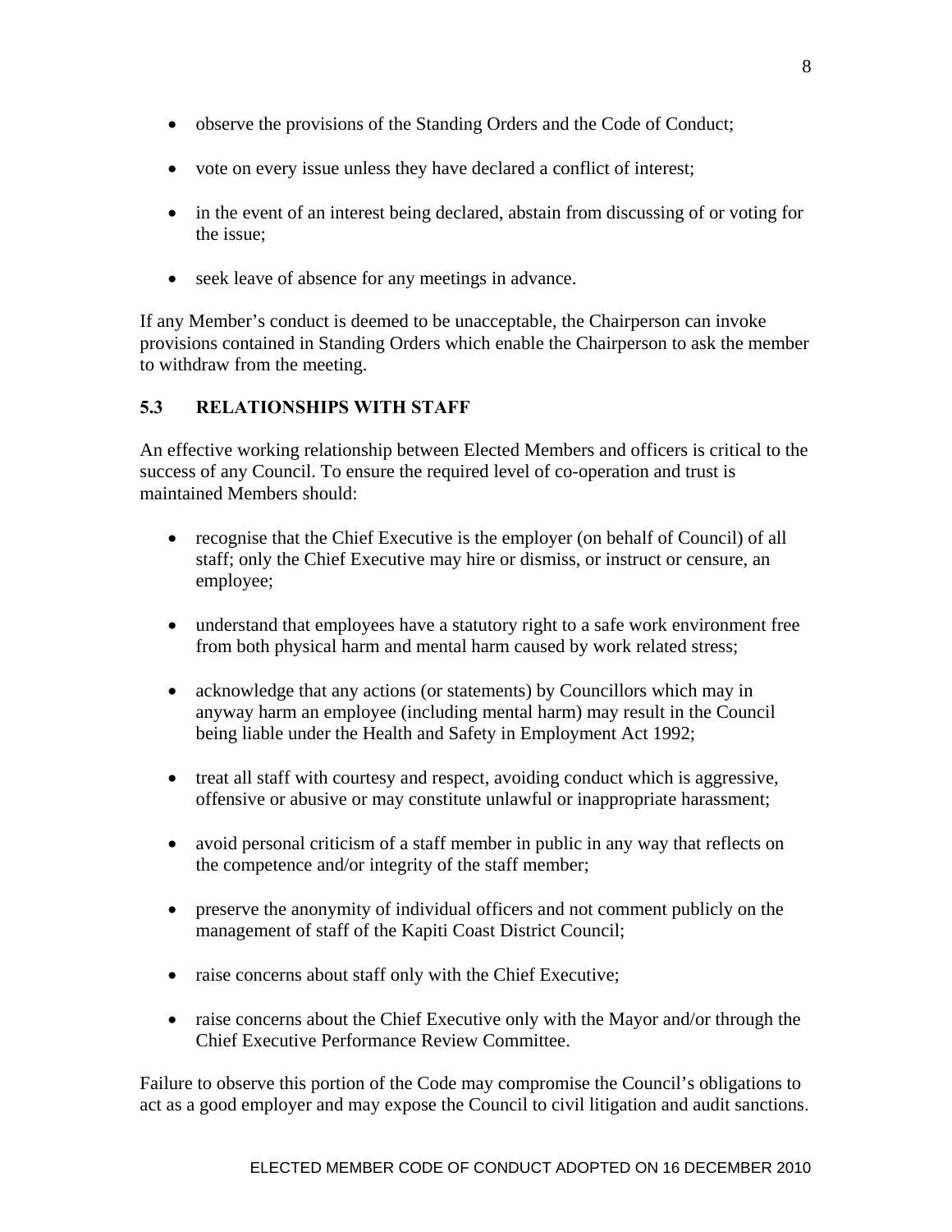- observe the provisions of the Standing Orders and the Code of Conduct;
- vote on every issue unless they have declared a conflict of interest;
- in the event of an interest being declared, abstain from discussing of or voting for the issue;
- seek leave of absence for any meetings in advance.

If any Member's conduct is deemed to be unacceptable, the Chairperson can invoke provisions contained in Standing Orders which enable the Chairperson to ask the member to withdraw from the meeting.

### 5.3 RELATIONSHIPS WITH STAFF

An effective working relationship between Elected Members and officers is critical to the success of any Council. To ensure the required level of co-operation and trust is maintained Members should:

- recognise that the Chief Executive is the employer (on behalf of Council) of all staff; only the Chief Executive may hire or dismiss, or instruct or censure, an employee;
- understand that employees have a statutory right to a safe work environment free from both physical harm and mental harm caused by work related stress;
- acknowledge that any actions (or statements) by Councillors which may in anyway harm an employee (including mental harm) may result in the Council being liable under the Health and Safety in Employment Act 1992;
- treat all staff with courtesy and respect, avoiding conduct which is aggressive, offensive or abusive or may constitute unlawful or inappropriate harassment;
- avoid personal criticism of a staff member in public in any way that reflects on the competence and/or integrity of the staff member;
- preserve the anonymity of individual officers and not comment publicly on the management of staff of the Kapiti Coast District Council;
- raise concerns about staff only with the Chief Executive;
- raise concerns about the Chief Executive only with the Mayor and/or through the Chief Executive Performance Review Committee.

Failure to observe this portion of the Code may compromise the Council's obligations to act as a good employer and may expose the Council to civil litigation and audit sanctions.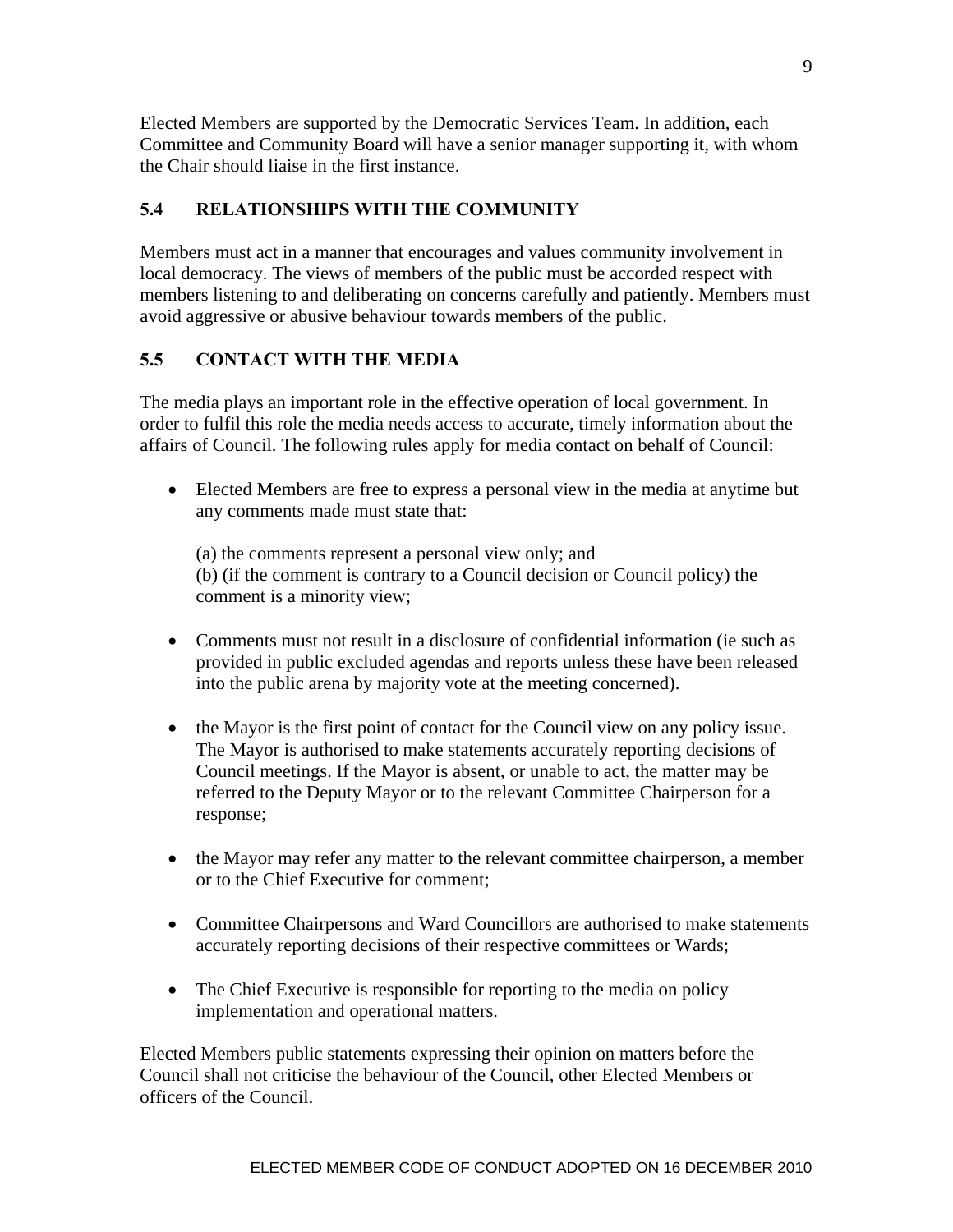Elected Members are supported by the Democratic Services Team. In addition, each Committee and Community Board will have a senior manager supporting it, with whom the Chair should liaise in the first instance.

## 5.4 RELATIONSHIPS WITH THE COMMUNITY

Members must act in a manner that encourages and values community involvement in local democracy. The views of members of the public must be accorded respect with members listening to and deliberating on concerns carefully and patiently. Members must avoid aggressive or abusive behaviour towards members of the public.

## 5.5 CONTACT WITH THE MEDIA

The media plays an important role in the effective operation of local government. In order to fulfil this role the media needs access to accurate, timely information about the affairs of Council. The following rules apply for media contact on behalf of Council:

- Elected Members are free to express a personal view in the media at anytime but any comments made must state that:

  (a) the comments represent a personal view only; and
  (b) (if the comment is contrary to a Council decision or Council policy) the comment is a minority view;

- Comments must not result in a disclosure of confidential information (ie such as provided in public excluded agendas and reports unless these have been released into the public arena by majority vote at the meeting concerned).

- the Mayor is the first point of contact for the Council view on any policy issue. The Mayor is authorised to make statements accurately reporting decisions of Council meetings. If the Mayor is absent, or unable to act, the matter may be referred to the Deputy Mayor or to the relevant Committee Chairperson for a response;

- the Mayor may refer any matter to the relevant committee chairperson, a member or to the Chief Executive for comment;

- Committee Chairpersons and Ward Councillors are authorised to make statements accurately reporting decisions of their respective committees or Wards;

- The Chief Executive is responsible for reporting to the media on policy implementation and operational matters.

Elected Members public statements expressing their opinion on matters before the Council shall not criticise the behaviour of the Council, other Elected Members or officers of the Council.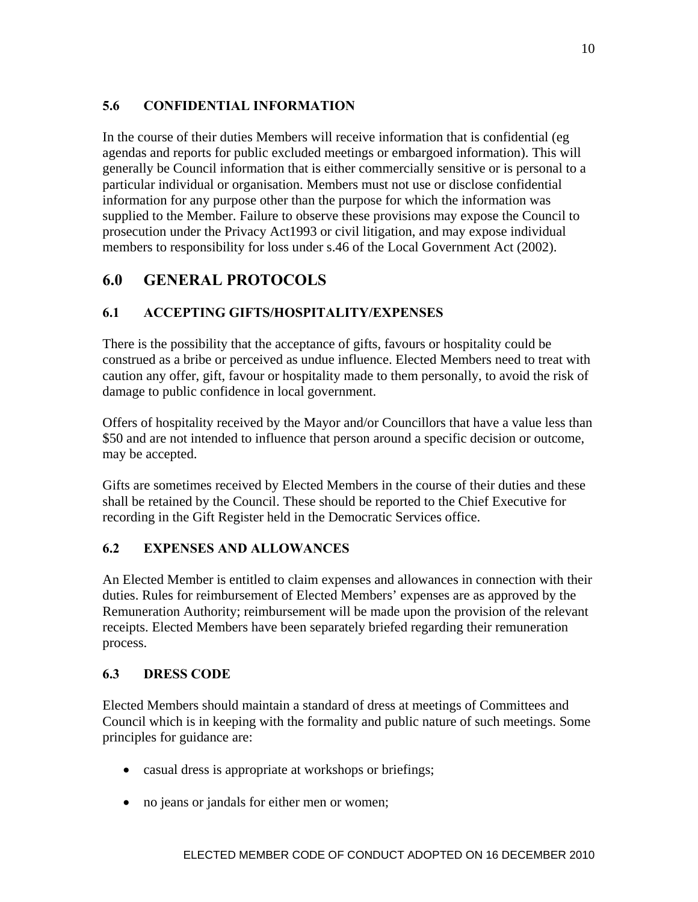### 5.6 CONFIDENTIAL INFORMATION

In the course of their duties Members will receive information that is confidential (eg agendas and reports for public excluded meetings or embargoed information). This will generally be Council information that is either commercially sensitive or is personal to a particular individual or organisation. Members must not use or disclose confidential information for any purpose other than the purpose for which the information was supplied to the Member. Failure to observe these provisions may expose the Council to prosecution under the Privacy Act1993 or civil litigation, and may expose individual members to responsibility for loss under s.46 of the Local Government Act (2002).

## 6.0 GENERAL PROTOCOLS

### 6.1 ACCEPTING GIFTS/HOSPITALITY/EXPENSES

There is the possibility that the acceptance of gifts, favours or hospitality could be construed as a bribe or perceived as undue influence. Elected Members need to treat with caution any offer, gift, favour or hospitality made to them personally, to avoid the risk of damage to public confidence in local government.

Offers of hospitality received by the Mayor and/or Councillors that have a value less than $50 and are not intended to influence that person around a specific decision or outcome, may be accepted.

Gifts are sometimes received by Elected Members in the course of their duties and these shall be retained by the Council. These should be reported to the Chief Executive for recording in the Gift Register held in the Democratic Services office.

### 6.2 EXPENSES AND ALLOWANCES

An Elected Member is entitled to claim expenses and allowances in connection with their duties. Rules for reimbursement of Elected Members' expenses are as approved by the Remuneration Authority; reimbursement will be made upon the provision of the relevant receipts. Elected Members have been separately briefed regarding their remuneration process.

### 6.3 DRESS CODE

Elected Members should maintain a standard of dress at meetings of Committees and Council which is in keeping with the formality and public nature of such meetings. Some principles for guidance are:

- casual dress is appropriate at workshops or briefings;
- no jeans or jandals for either men or women;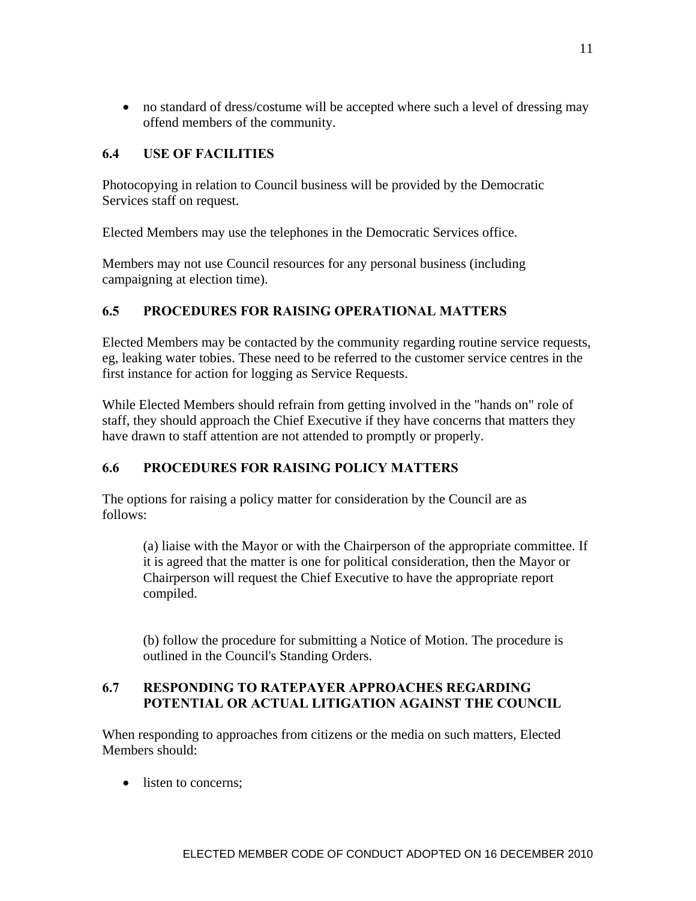- no standard of dress/costume will be accepted where such a level of dressing may offend members of the community.

### 6.4 USE OF FACILITIES

Photocopying in relation to Council business will be provided by the Democratic Services staff on request.

Elected Members may use the telephones in the Democratic Services office.

Members may not use Council resources for any personal business (including campaigning at election time).

### 6.5 PROCEDURES FOR RAISING OPERATIONAL MATTERS

Elected Members may be contacted by the community regarding routine service requests, eg, leaking water tobies. These need to be referred to the customer service centres in the first instance for action for logging as Service Requests.

While Elected Members should refrain from getting involved in the "hands on" role of staff, they should approach the Chief Executive if they have concerns that matters they have drawn to staff attention are not attended to promptly or properly.

### 6.6 PROCEDURES FOR RAISING POLICY MATTERS

The options for raising a policy matter for consideration by the Council are as follows:

(a) liaise with the Mayor or with the Chairperson of the appropriate committee. If it is agreed that the matter is one for political consideration, then the Mayor or Chairperson will request the Chief Executive to have the appropriate report compiled.

(b) follow the procedure for submitting a Notice of Motion. The procedure is outlined in the Council's Standing Orders.

### 6.7 RESPONDING TO RATEPAYER APPROACHES REGARDING POTENTIAL OR ACTUAL LITIGATION AGAINST THE COUNCIL

When responding to approaches from citizens or the media on such matters, Elected Members should:

- listen to concerns;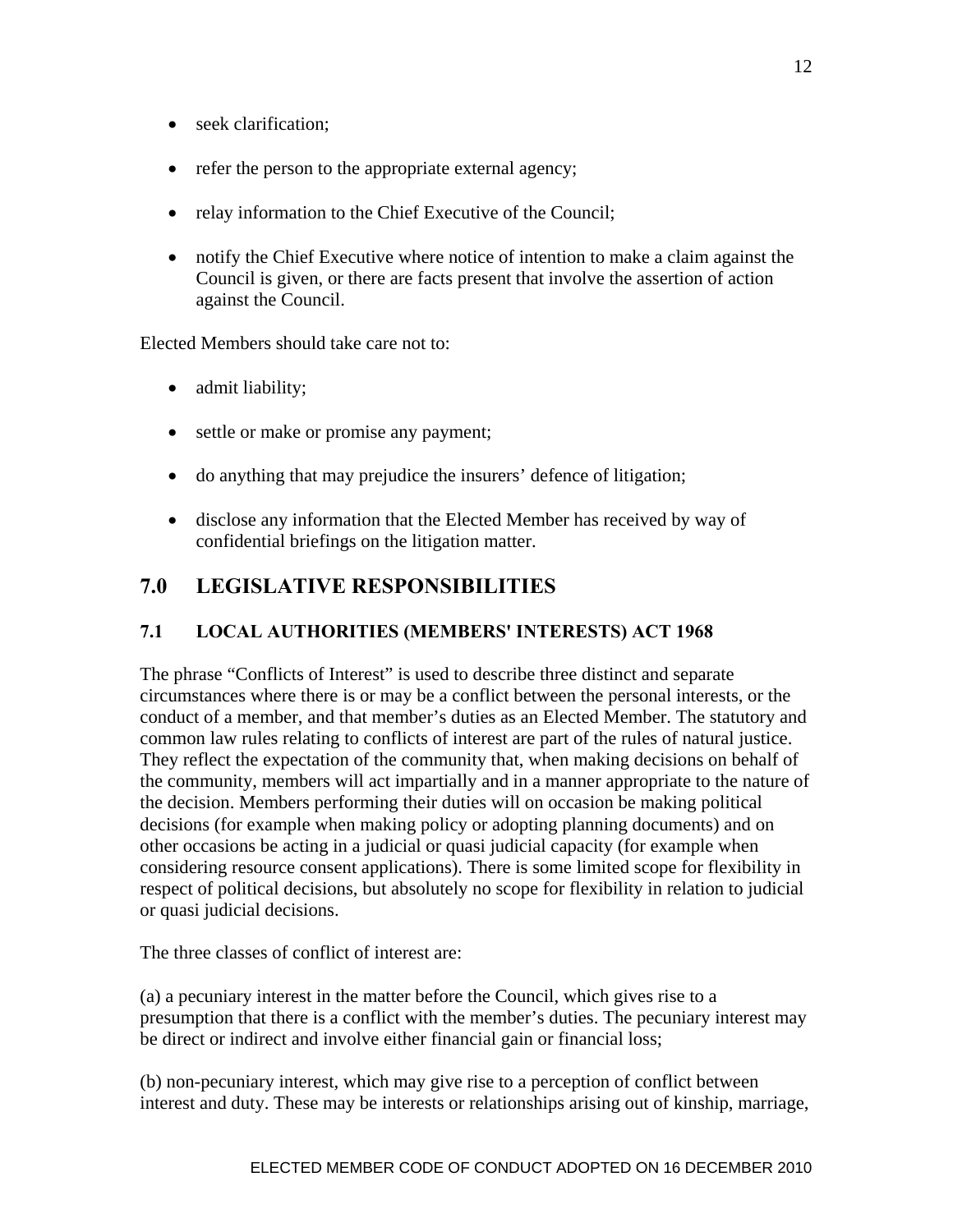- seek clarification;
- refer the person to the appropriate external agency;
- relay information to the Chief Executive of the Council;
- notify the Chief Executive where notice of intention to make a claim against the Council is given, or there are facts present that involve the assertion of action against the Council.

Elected Members should take care not to:

- admit liability;
- settle or make or promise any payment;
- do anything that may prejudice the insurers' defence of litigation;
- disclose any information that the Elected Member has received by way of confidential briefings on the litigation matter.

## 7.0 LEGISLATIVE RESPONSIBILITIES

### 7.1 LOCAL AUTHORITIES (MEMBERS' INTERESTS) ACT 1968

The phrase "Conflicts of Interest" is used to describe three distinct and separate circumstances where there is or may be a conflict between the personal interests, or the conduct of a member, and that member's duties as an Elected Member. The statutory and common law rules relating to conflicts of interest are part of the rules of natural justice. They reflect the expectation of the community that, when making decisions on behalf of the community, members will act impartially and in a manner appropriate to the nature of the decision. Members performing their duties will on occasion be making political decisions (for example when making policy or adopting planning documents) and on other occasions be acting in a judicial or quasi judicial capacity (for example when considering resource consent applications). There is some limited scope for flexibility in respect of political decisions, but absolutely no scope for flexibility in relation to judicial or quasi judicial decisions.

The three classes of conflict of interest are:

(a) a pecuniary interest in the matter before the Council, which gives rise to a presumption that there is a conflict with the member's duties. The pecuniary interest may be direct or indirect and involve either financial gain or financial loss;

(b) non-pecuniary interest, which may give rise to a perception of conflict between interest and duty. These may be interests or relationships arising out of kinship, marriage,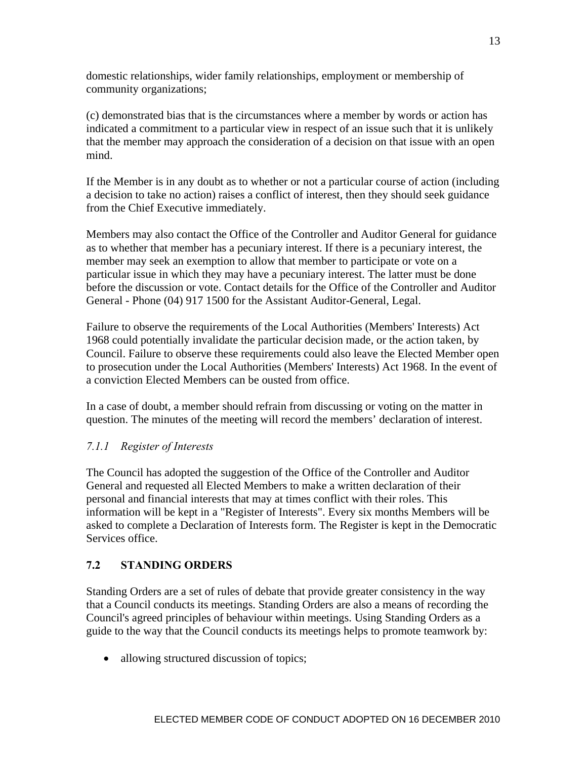domestic relationships, wider family relationships, employment or membership of community organizations;

(c) demonstrated bias that is the circumstances where a member by words or action has indicated a commitment to a particular view in respect of an issue such that it is unlikely that the member may approach the consideration of a decision on that issue with an open mind.

If the Member is in any doubt as to whether or not a particular course of action (including a decision to take no action) raises a conflict of interest, then they should seek guidance from the Chief Executive immediately.

Members may also contact the Office of the Controller and Auditor General for guidance as to whether that member has a pecuniary interest. If there is a pecuniary interest, the member may seek an exemption to allow that member to participate or vote on a particular issue in which they may have a pecuniary interest. The latter must be done before the discussion or vote. Contact details for the Office of the Controller and Auditor General - Phone (04) 917 1500 for the Assistant Auditor-General, Legal.

Failure to observe the requirements of the Local Authorities (Members' Interests) Act 1968 could potentially invalidate the particular decision made, or the action taken, by Council. Failure to observe these requirements could also leave the Elected Member open to prosecution under the Local Authorities (Members' Interests) Act 1968. In the event of a conviction Elected Members can be ousted from office.

In a case of doubt, a member should refrain from discussing or voting on the matter in question. The minutes of the meeting will record the members' declaration of interest.

#### *7.1.1 Register of Interests*

The Council has adopted the suggestion of the Office of the Controller and Auditor General and requested all Elected Members to make a written declaration of their personal and financial interests that may at times conflict with their roles. This information will be kept in a "Register of Interests". Every six months Members will be asked to complete a Declaration of Interests form. The Register is kept in the Democratic Services office.

### 7.2 STANDING ORDERS

Standing Orders are a set of rules of debate that provide greater consistency in the way that a Council conducts its meetings. Standing Orders are also a means of recording the Council's agreed principles of behaviour within meetings. Using Standing Orders as a guide to the way that the Council conducts its meetings helps to promote teamwork by:

- allowing structured discussion of topics;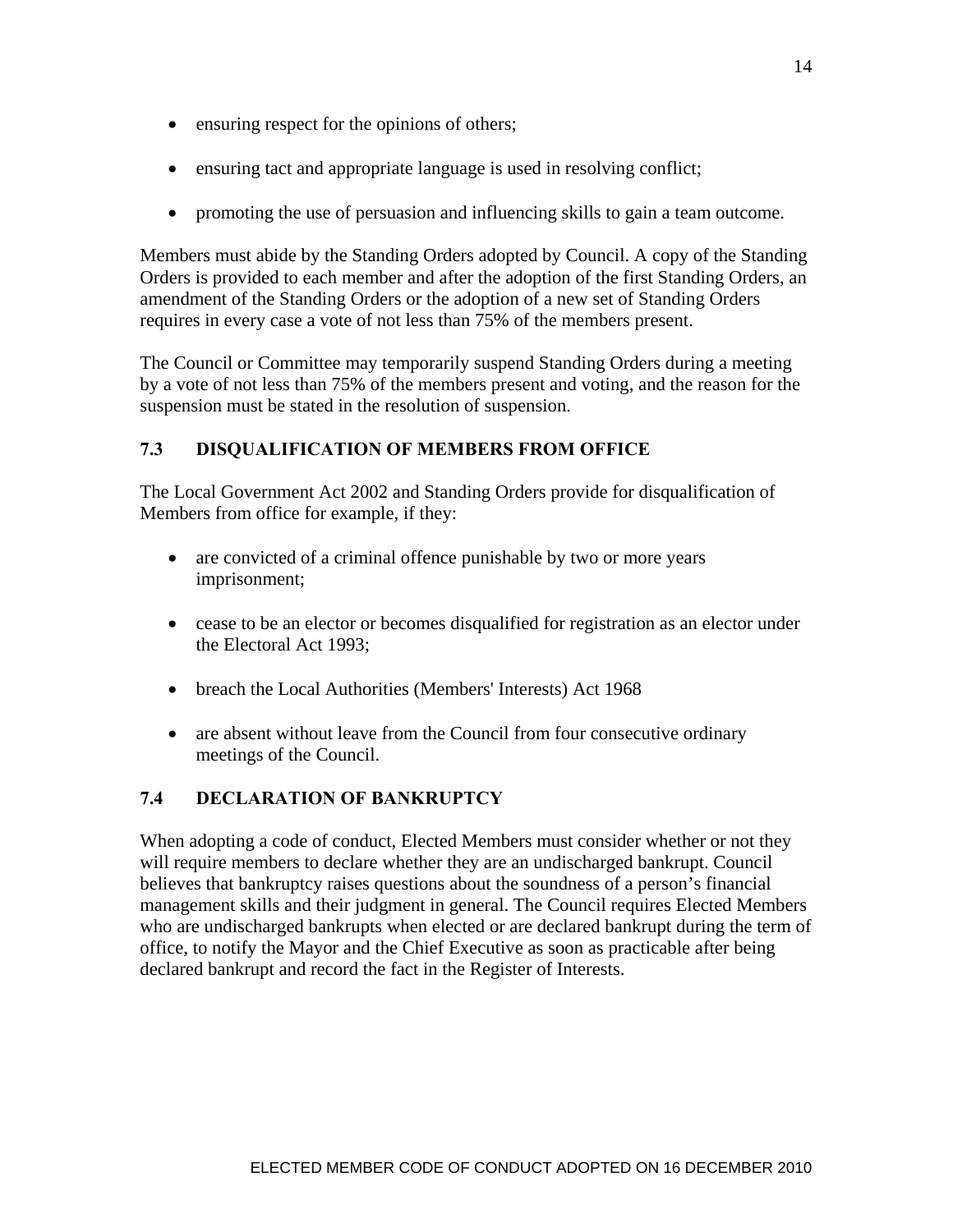- ensuring respect for the opinions of others;
- ensuring tact and appropriate language is used in resolving conflict;
- promoting the use of persuasion and influencing skills to gain a team outcome.

Members must abide by the Standing Orders adopted by Council. A copy of the Standing Orders is provided to each member and after the adoption of the first Standing Orders, an amendment of the Standing Orders or the adoption of a new set of Standing Orders requires in every case a vote of not less than 75% of the members present.

The Council or Committee may temporarily suspend Standing Orders during a meeting by a vote of not less than 75% of the members present and voting, and the reason for the suspension must be stated in the resolution of suspension.

### 7.3 DISQUALIFICATION OF MEMBERS FROM OFFICE

The Local Government Act 2002 and Standing Orders provide for disqualification of Members from office for example, if they:

- are convicted of a criminal offence punishable by two or more years imprisonment;
- cease to be an elector or becomes disqualified for registration as an elector under the Electoral Act 1993;
- breach the Local Authorities (Members' Interests) Act 1968
- are absent without leave from the Council from four consecutive ordinary meetings of the Council.

### 7.4 DECLARATION OF BANKRUPTCY

When adopting a code of conduct, Elected Members must consider whether or not they will require members to declare whether they are an undischarged bankrupt. Council believes that bankruptcy raises questions about the soundness of a person's financial management skills and their judgment in general. The Council requires Elected Members who are undischarged bankrupts when elected or are declared bankrupt during the term of office, to notify the Mayor and the Chief Executive as soon as practicable after being declared bankrupt and record the fact in the Register of Interests.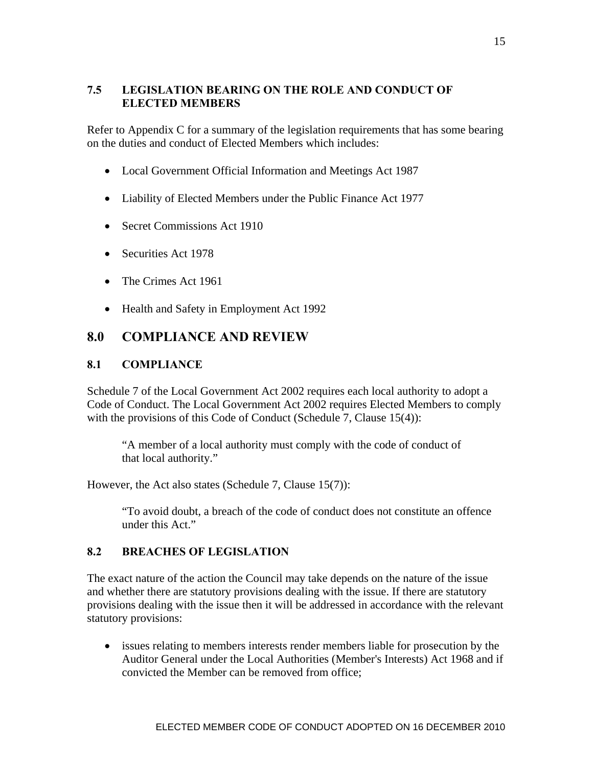### 7.5 LEGISLATION BEARING ON THE ROLE AND CONDUCT OF ELECTED MEMBERS

Refer to Appendix C for a summary of the legislation requirements that has some bearing on the duties and conduct of Elected Members which includes:

- Local Government Official Information and Meetings Act 1987
- Liability of Elected Members under the Public Finance Act 1977
- Secret Commissions Act 1910
- Securities Act 1978
- The Crimes Act 1961
- Health and Safety in Employment Act 1992

## 8.0 COMPLIANCE AND REVIEW

### 8.1 COMPLIANCE

Schedule 7 of the Local Government Act 2002 requires each local authority to adopt a Code of Conduct. The Local Government Act 2002 requires Elected Members to comply with the provisions of this Code of Conduct (Schedule 7, Clause 15(4)):

> "A member of a local authority must comply with the code of conduct of that local authority."

However, the Act also states (Schedule 7, Clause 15(7)):

> "To avoid doubt, a breach of the code of conduct does not constitute an offence under this Act."

### 8.2 BREACHES OF LEGISLATION

The exact nature of the action the Council may take depends on the nature of the issue and whether there are statutory provisions dealing with the issue. If there are statutory provisions dealing with the issue then it will be addressed in accordance with the relevant statutory provisions:

- issues relating to members interests render members liable for prosecution by the Auditor General under the Local Authorities (Member's Interests) Act 1968 and if convicted the Member can be removed from office;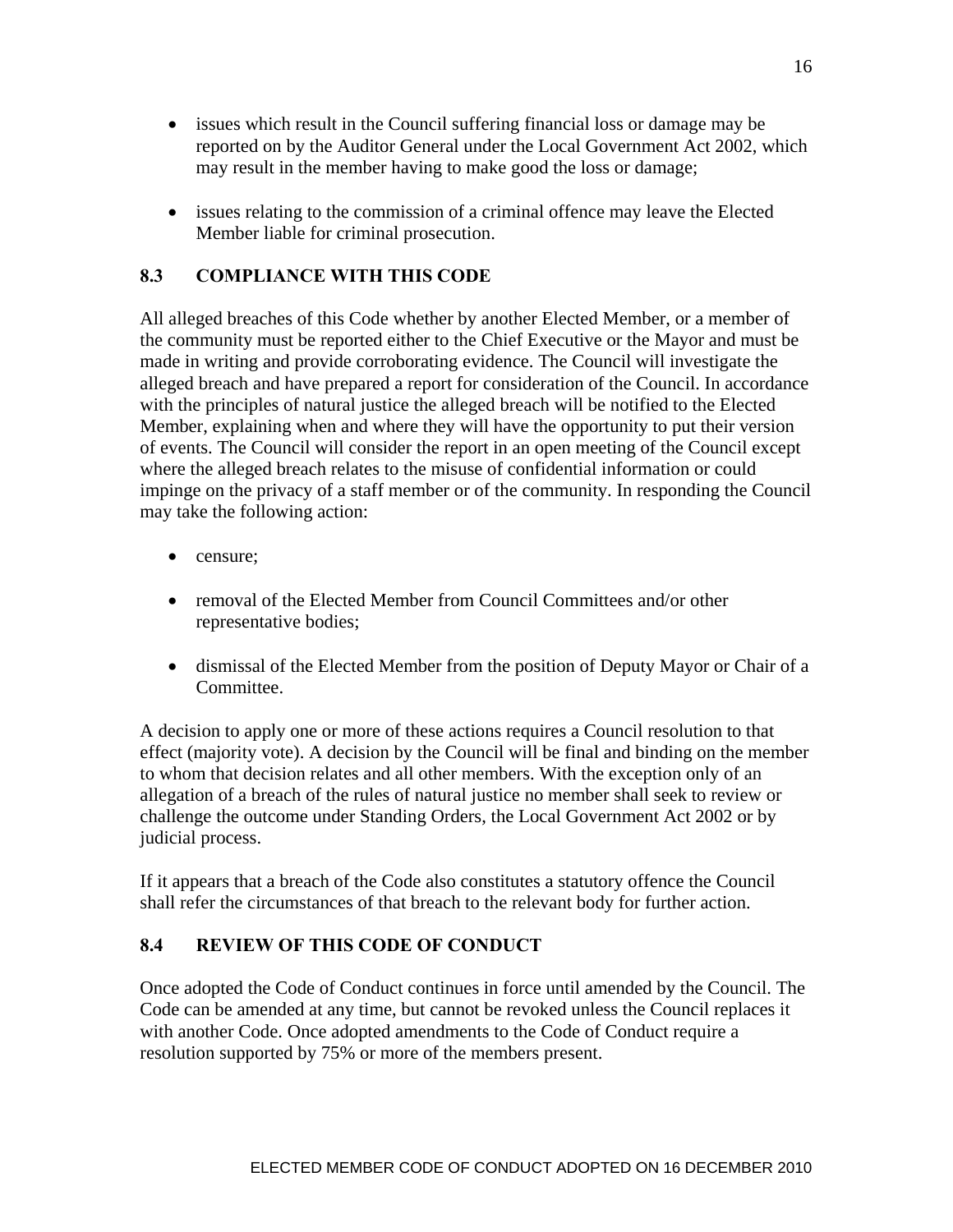- issues which result in the Council suffering financial loss or damage may be reported on by the Auditor General under the Local Government Act 2002, which may result in the member having to make good the loss or damage;

- issues relating to the commission of a criminal offence may leave the Elected Member liable for criminal prosecution.

## 8.3 COMPLIANCE WITH THIS CODE

All alleged breaches of this Code whether by another Elected Member, or a member of the community must be reported either to the Chief Executive or the Mayor and must be made in writing and provide corroborating evidence. The Council will investigate the alleged breach and have prepared a report for consideration of the Council. In accordance with the principles of natural justice the alleged breach will be notified to the Elected Member, explaining when and where they will have the opportunity to put their version of events. The Council will consider the report in an open meeting of the Council except where the alleged breach relates to the misuse of confidential information or could impinge on the privacy of a staff member or of the community. In responding the Council may take the following action:

- censure;

- removal of the Elected Member from Council Committees and/or other representative bodies;

- dismissal of the Elected Member from the position of Deputy Mayor or Chair of a Committee.

A decision to apply one or more of these actions requires a Council resolution to that effect (majority vote). A decision by the Council will be final and binding on the member to whom that decision relates and all other members. With the exception only of an allegation of a breach of the rules of natural justice no member shall seek to review or challenge the outcome under Standing Orders, the Local Government Act 2002 or by judicial process.

If it appears that a breach of the Code also constitutes a statutory offence the Council shall refer the circumstances of that breach to the relevant body for further action.

## 8.4 REVIEW OF THIS CODE OF CONDUCT

Once adopted the Code of Conduct continues in force until amended by the Council. The Code can be amended at any time, but cannot be revoked unless the Council replaces it with another Code. Once adopted amendments to the Code of Conduct require a resolution supported by 75% or more of the members present.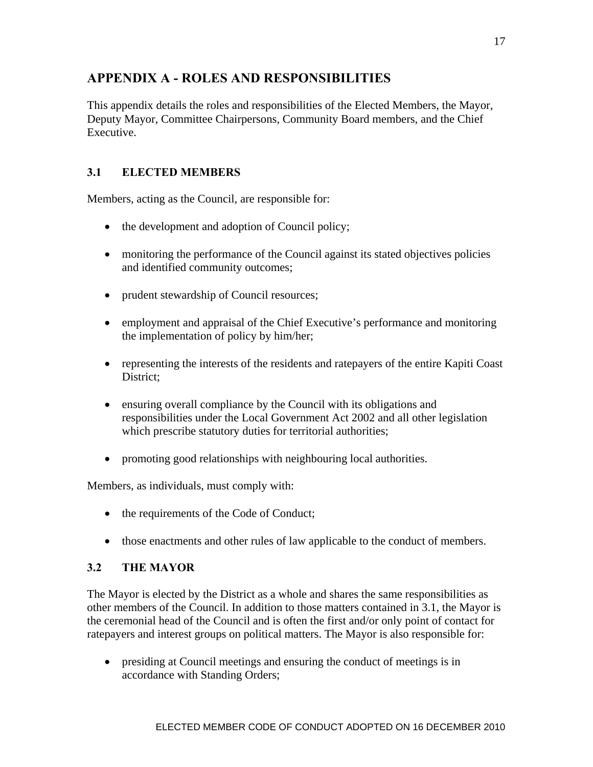## APPENDIX A - ROLES AND RESPONSIBILITIES

This appendix details the roles and responsibilities of the Elected Members, the Mayor, Deputy Mayor, Committee Chairpersons, Community Board members, and the Chief Executive.

### 3.1 ELECTED MEMBERS

Members, acting as the Council, are responsible for:

- the development and adoption of Council policy;
- monitoring the performance of the Council against its stated objectives policies and identified community outcomes;
- prudent stewardship of Council resources;
- employment and appraisal of the Chief Executive's performance and monitoring the implementation of policy by him/her;
- representing the interests of the residents and ratepayers of the entire Kapiti Coast District;
- ensuring overall compliance by the Council with its obligations and responsibilities under the Local Government Act 2002 and all other legislation which prescribe statutory duties for territorial authorities;
- promoting good relationships with neighbouring local authorities.

Members, as individuals, must comply with:

- the requirements of the Code of Conduct;
- those enactments and other rules of law applicable to the conduct of members.

### 3.2 THE MAYOR

The Mayor is elected by the District as a whole and shares the same responsibilities as other members of the Council. In addition to those matters contained in 3.1, the Mayor is the ceremonial head of the Council and is often the first and/or only point of contact for ratepayers and interest groups on political matters. The Mayor is also responsible for:

- presiding at Council meetings and ensuring the conduct of meetings is in accordance with Standing Orders;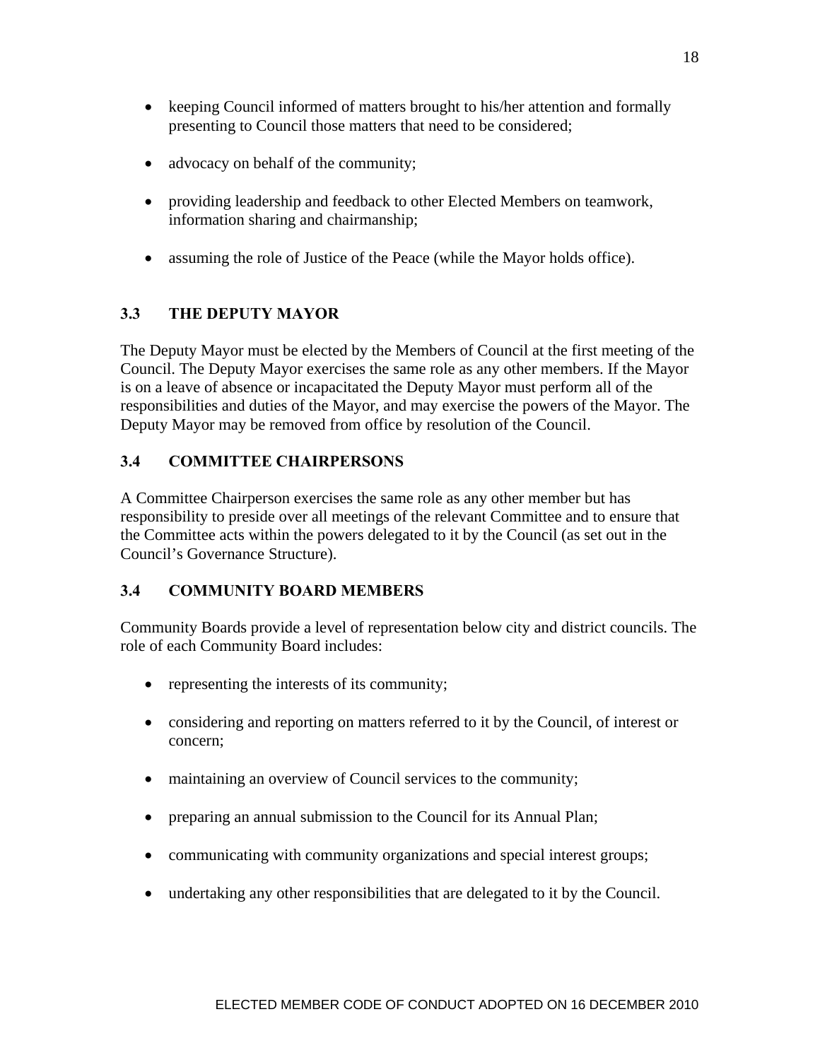- keeping Council informed of matters brought to his/her attention and formally presenting to Council those matters that need to be considered;
- advocacy on behalf of the community;
- providing leadership and feedback to other Elected Members on teamwork, information sharing and chairmanship;
- assuming the role of Justice of the Peace (while the Mayor holds office).

### 3.3 THE DEPUTY MAYOR

The Deputy Mayor must be elected by the Members of Council at the first meeting of the Council. The Deputy Mayor exercises the same role as any other members. If the Mayor is on a leave of absence or incapacitated the Deputy Mayor must perform all of the responsibilities and duties of the Mayor, and may exercise the powers of the Mayor. The Deputy Mayor may be removed from office by resolution of the Council.

### 3.4 COMMITTEE CHAIRPERSONS

A Committee Chairperson exercises the same role as any other member but has responsibility to preside over all meetings of the relevant Committee and to ensure that the Committee acts within the powers delegated to it by the Council (as set out in the Council's Governance Structure).

### 3.4 COMMUNITY BOARD MEMBERS

Community Boards provide a level of representation below city and district councils. The role of each Community Board includes:

- representing the interests of its community;
- considering and reporting on matters referred to it by the Council, of interest or concern;
- maintaining an overview of Council services to the community;
- preparing an annual submission to the Council for its Annual Plan;
- communicating with community organizations and special interest groups;
- undertaking any other responsibilities that are delegated to it by the Council.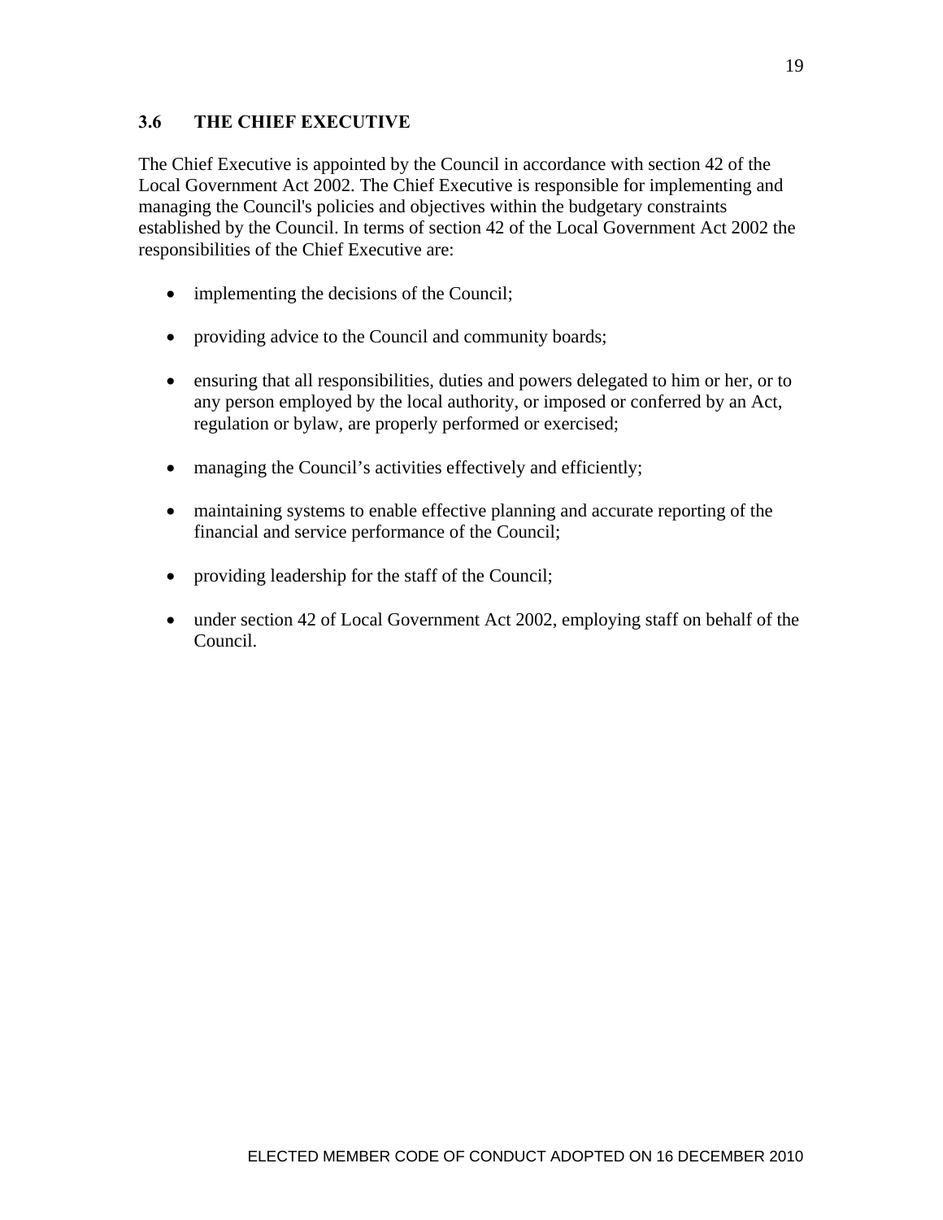## 3.6 THE CHIEF EXECUTIVE

The Chief Executive is appointed by the Council in accordance with section 42 of the Local Government Act 2002. The Chief Executive is responsible for implementing and managing the Council's policies and objectives within the budgetary constraints established by the Council. In terms of section 42 of the Local Government Act 2002 the responsibilities of the Chief Executive are:

- implementing the decisions of the Council;
- providing advice to the Council and community boards;
- ensuring that all responsibilities, duties and powers delegated to him or her, or to any person employed by the local authority, or imposed or conferred by an Act, regulation or bylaw, are properly performed or exercised;
- managing the Council's activities effectively and efficiently;
- maintaining systems to enable effective planning and accurate reporting of the financial and service performance of the Council;
- providing leadership for the staff of the Council;
- under section 42 of Local Government Act 2002, employing staff on behalf of the Council.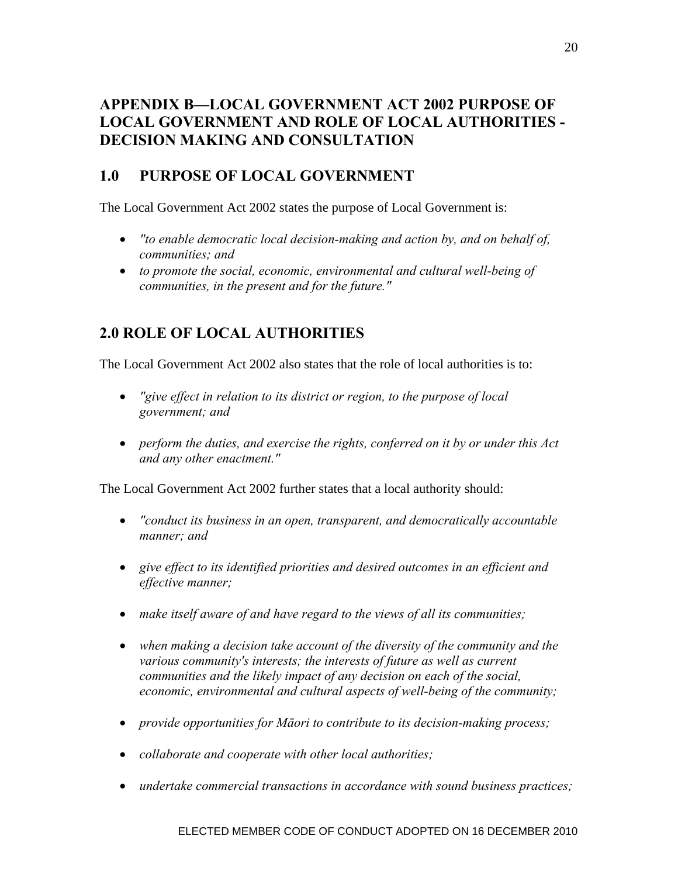# APPENDIX B—LOCAL GOVERNMENT ACT 2002 PURPOSE OF LOCAL GOVERNMENT AND ROLE OF LOCAL AUTHORITIES - DECISION MAKING AND CONSULTATION

## 1.0 PURPOSE OF LOCAL GOVERNMENT

The Local Government Act 2002 states the purpose of Local Government is:

- *"to enable democratic local decision-making and action by, and on behalf of, communities; and*
- *to promote the social, economic, environmental and cultural well-being of communities, in the present and for the future."*

## 2.0 ROLE OF LOCAL AUTHORITIES

The Local Government Act 2002 also states that the role of local authorities is to:

- *"give effect in relation to its district or region, to the purpose of local government; and*
- *perform the duties, and exercise the rights, conferred on it by or under this Act and any other enactment."*

The Local Government Act 2002 further states that a local authority should:

- *"conduct its business in an open, transparent, and democratically accountable manner; and*
- *give effect to its identified priorities and desired outcomes in an efficient and effective manner;*
- *make itself aware of and have regard to the views of all its communities;*
- *when making a decision take account of the diversity of the community and the various community's interests; the interests of future as well as current communities and the likely impact of any decision on each of the social, economic, environmental and cultural aspects of well-being of the community;*
- *provide opportunities for Māori to contribute to its decision-making process;*
- *collaborate and cooperate with other local authorities;*
- *undertake commercial transactions in accordance with sound business practices;*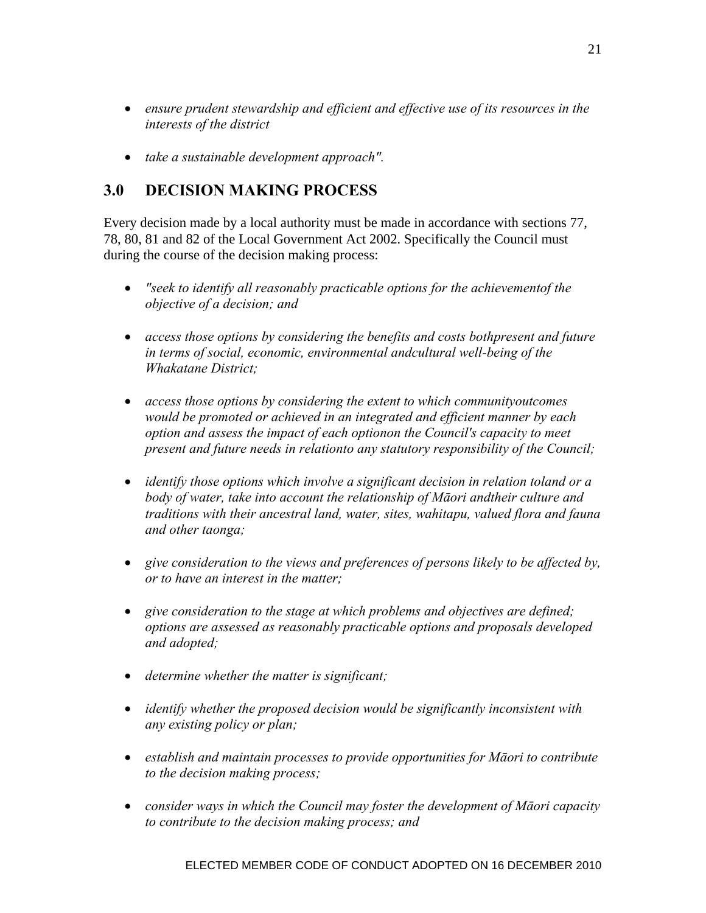- *ensure prudent stewardship and efficient and effective use of its resources in the interests of the district*

- *take a sustainable development approach".*

## 3.0 DECISION MAKING PROCESS

Every decision made by a local authority must be made in accordance with sections 77, 78, 80, 81 and 82 of the Local Government Act 2002. Specifically the Council must during the course of the decision making process:

- *"seek to identify all reasonably practicable options for the achievementof the objective of a decision; and*

- *access those options by considering the benefits and costs bothpresent and future in terms of social, economic, environmental andcultural well-being of the Whakatane District;*

- *access those options by considering the extent to which communityoutcomes would be promoted or achieved in an integrated and efficient manner by each option and assess the impact of each optionon the Council's capacity to meet present and future needs in relationto any statutory responsibility of the Council;*

- *identify those options which involve a significant decision in relation toland or a body of water, take into account the relationship of Māori andtheir culture and traditions with their ancestral land, water, sites, wahitapu, valued flora and fauna and other taonga;*

- *give consideration to the views and preferences of persons likely to be affected by, or to have an interest in the matter;*

- *give consideration to the stage at which problems and objectives are defined; options are assessed as reasonably practicable options and proposals developed and adopted;*

- *determine whether the matter is significant;*

- *identify whether the proposed decision would be significantly inconsistent with any existing policy or plan;*

- *establish and maintain processes to provide opportunities for Māori to contribute to the decision making process;*

- *consider ways in which the Council may foster the development of Māori capacity to contribute to the decision making process; and*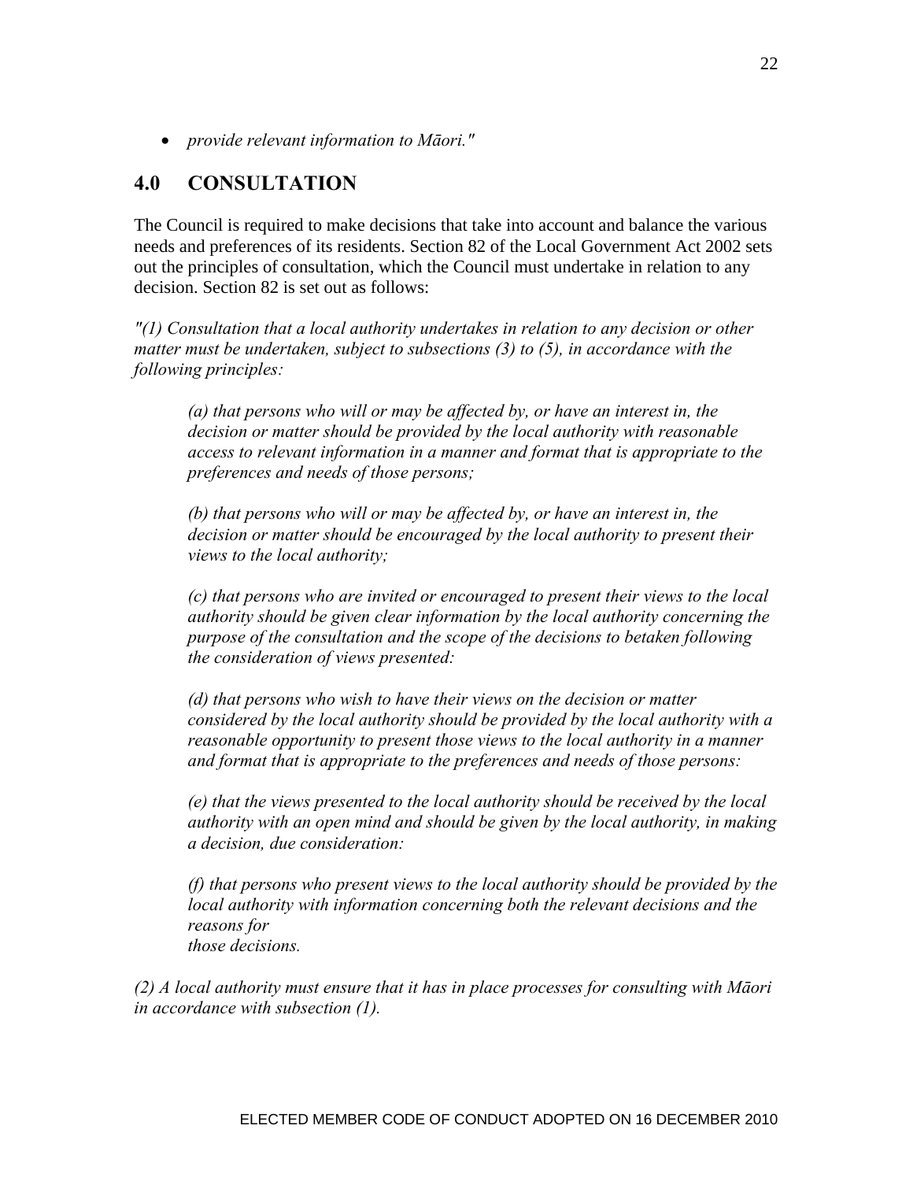- *provide relevant information to Māori."*

## 4.0 CONSULTATION

The Council is required to make decisions that take into account and balance the various needs and preferences of its residents. Section 82 of the Local Government Act 2002 sets out the principles of consultation, which the Council must undertake in relation to any decision. Section 82 is set out as follows:

*"(1) Consultation that a local authority undertakes in relation to any decision or other matter must be undertaken, subject to subsections (3) to (5), in accordance with the following principles:*

> *(a) that persons who will or may be affected by, or have an interest in, the decision or matter should be provided by the local authority with reasonable access to relevant information in a manner and format that is appropriate to the preferences and needs of those persons;*
>
> *(b) that persons who will or may be affected by, or have an interest in, the decision or matter should be encouraged by the local authority to present their views to the local authority;*
>
> *(c) that persons who are invited or encouraged to present their views to the local authority should be given clear information by the local authority concerning the purpose of the consultation and the scope of the decisions to betaken following the consideration of views presented:*
>
> *(d) that persons who wish to have their views on the decision or matter considered by the local authority should be provided by the local authority with a reasonable opportunity to present those views to the local authority in a manner and format that is appropriate to the preferences and needs of those persons:*
>
> *(e) that the views presented to the local authority should be received by the local authority with an open mind and should be given by the local authority, in making a decision, due consideration:*
>
> *(f) that persons who present views to the local authority should be provided by the local authority with information concerning both the relevant decisions and the reasons for those decisions.*

*(2) A local authority must ensure that it has in place processes for consulting with Māori in accordance with subsection (1).*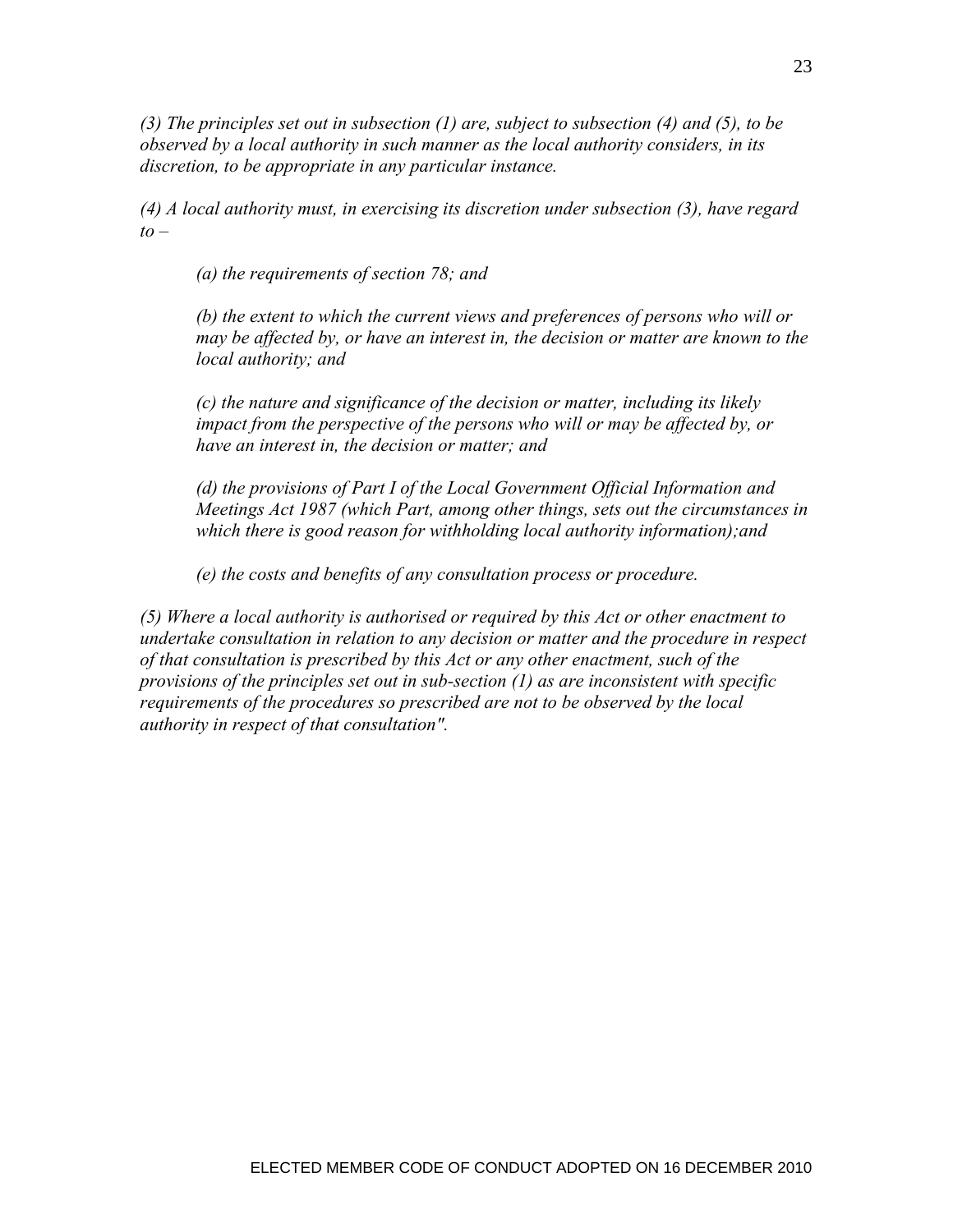*(3) The principles set out in subsection (1) are, subject to subsection (4) and (5), to be observed by a local authority in such manner as the local authority considers, in its discretion, to be appropriate in any particular instance.*

*(4) A local authority must, in exercising its discretion under subsection (3), have regard to –*

> *(a) the requirements of section 78; and*
>
> *(b) the extent to which the current views and preferences of persons who will or may be affected by, or have an interest in, the decision or matter are known to the local authority; and*
>
> *(c) the nature and significance of the decision or matter, including its likely impact from the perspective of the persons who will or may be affected by, or have an interest in, the decision or matter; and*
>
> *(d) the provisions of Part I of the Local Government Official Information and Meetings Act 1987 (which Part, among other things, sets out the circumstances in which there is good reason for withholding local authority information);and*
>
> *(e) the costs and benefits of any consultation process or procedure.*

*(5) Where a local authority is authorised or required by this Act or other enactment to undertake consultation in relation to any decision or matter and the procedure in respect of that consultation is prescribed by this Act or any other enactment, such of the provisions of the principles set out in sub-section (1) as are inconsistent with specific requirements of the procedures so prescribed are not to be observed by the local authority in respect of that consultation".*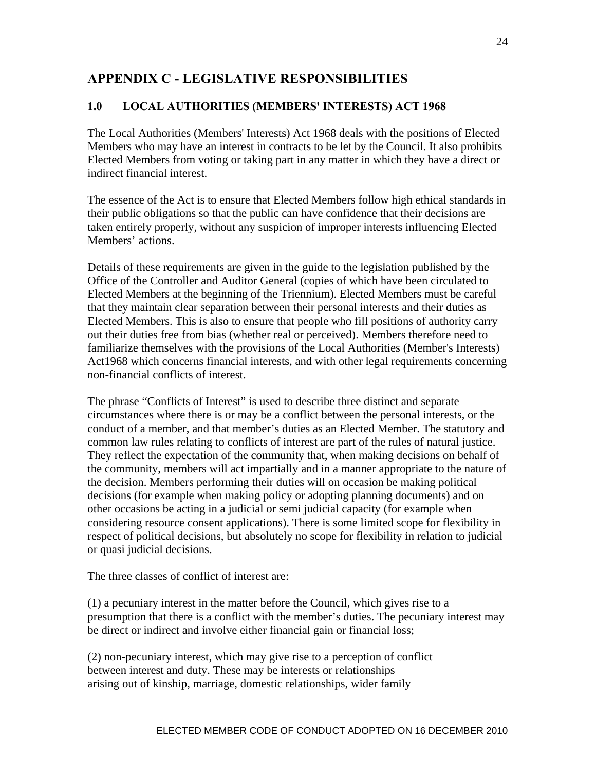## APPENDIX C - LEGISLATIVE RESPONSIBILITIES

### 1.0 LOCAL AUTHORITIES (MEMBERS' INTERESTS) ACT 1968

The Local Authorities (Members' Interests) Act 1968 deals with the positions of Elected Members who may have an interest in contracts to be let by the Council. It also prohibits Elected Members from voting or taking part in any matter in which they have a direct or indirect financial interest.

The essence of the Act is to ensure that Elected Members follow high ethical standards in their public obligations so that the public can have confidence that their decisions are taken entirely properly, without any suspicion of improper interests influencing Elected Members' actions.

Details of these requirements are given in the guide to the legislation published by the Office of the Controller and Auditor General (copies of which have been circulated to Elected Members at the beginning of the Triennium). Elected Members must be careful that they maintain clear separation between their personal interests and their duties as Elected Members. This is also to ensure that people who fill positions of authority carry out their duties free from bias (whether real or perceived). Members therefore need to familiarize themselves with the provisions of the Local Authorities (Member's Interests) Act1968 which concerns financial interests, and with other legal requirements concerning non-financial conflicts of interest.

The phrase "Conflicts of Interest" is used to describe three distinct and separate circumstances where there is or may be a conflict between the personal interests, or the conduct of a member, and that member's duties as an Elected Member. The statutory and common law rules relating to conflicts of interest are part of the rules of natural justice. They reflect the expectation of the community that, when making decisions on behalf of the community, members will act impartially and in a manner appropriate to the nature of the decision. Members performing their duties will on occasion be making political decisions (for example when making policy or adopting planning documents) and on other occasions be acting in a judicial or semi judicial capacity (for example when considering resource consent applications). There is some limited scope for flexibility in respect of political decisions, but absolutely no scope for flexibility in relation to judicial or quasi judicial decisions.

The three classes of conflict of interest are:

(1) a pecuniary interest in the matter before the Council, which gives rise to a presumption that there is a conflict with the member's duties. The pecuniary interest may be direct or indirect and involve either financial gain or financial loss;

(2) non-pecuniary interest, which may give rise to a perception of conflict between interest and duty. These may be interests or relationships arising out of kinship, marriage, domestic relationships, wider family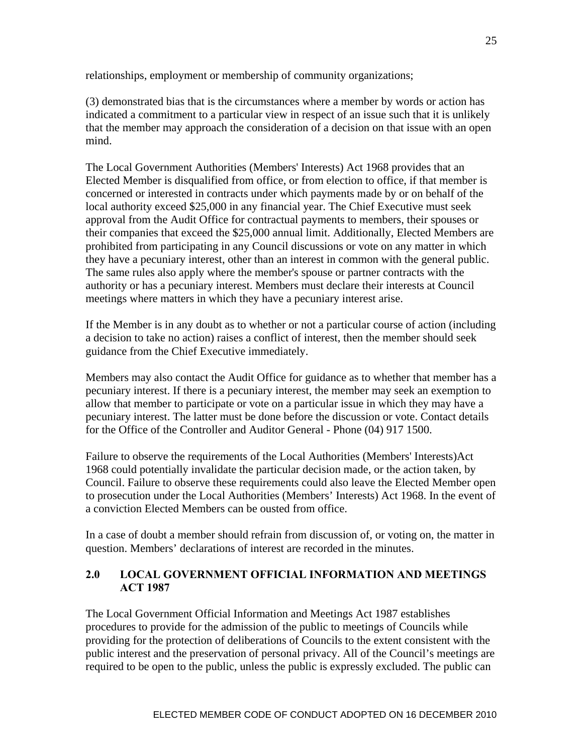relationships, employment or membership of community organizations;

(3) demonstrated bias that is the circumstances where a member by words or action has indicated a commitment to a particular view in respect of an issue such that it is unlikely that the member may approach the consideration of a decision on that issue with an open mind.

The Local Government Authorities (Members' Interests) Act 1968 provides that an Elected Member is disqualified from office, or from election to office, if that member is concerned or interested in contracts under which payments made by or on behalf of the local authority exceed $25,000 in any financial year. The Chief Executive must seek approval from the Audit Office for contractual payments to members, their spouses or their companies that exceed the $25,000 annual limit. Additionally, Elected Members are prohibited from participating in any Council discussions or vote on any matter in which they have a pecuniary interest, other than an interest in common with the general public. The same rules also apply where the member's spouse or partner contracts with the authority or has a pecuniary interest. Members must declare their interests at Council meetings where matters in which they have a pecuniary interest arise.

If the Member is in any doubt as to whether or not a particular course of action (including a decision to take no action) raises a conflict of interest, then the member should seek guidance from the Chief Executive immediately.

Members may also contact the Audit Office for guidance as to whether that member has a pecuniary interest. If there is a pecuniary interest, the member may seek an exemption to allow that member to participate or vote on a particular issue in which they may have a pecuniary interest. The latter must be done before the discussion or vote. Contact details for the Office of the Controller and Auditor General - Phone (04) 917 1500.

Failure to observe the requirements of the Local Authorities (Members' Interests)Act 1968 could potentially invalidate the particular decision made, or the action taken, by Council. Failure to observe these requirements could also leave the Elected Member open to prosecution under the Local Authorities (Members' Interests) Act 1968. In the event of a conviction Elected Members can be ousted from office.

In a case of doubt a member should refrain from discussion of, or voting on, the matter in question. Members' declarations of interest are recorded in the minutes.

## 2.0 LOCAL GOVERNMENT OFFICIAL INFORMATION AND MEETINGS ACT 1987

The Local Government Official Information and Meetings Act 1987 establishes procedures to provide for the admission of the public to meetings of Councils while providing for the protection of deliberations of Councils to the extent consistent with the public interest and the preservation of personal privacy. All of the Council's meetings are required to be open to the public, unless the public is expressly excluded. The public can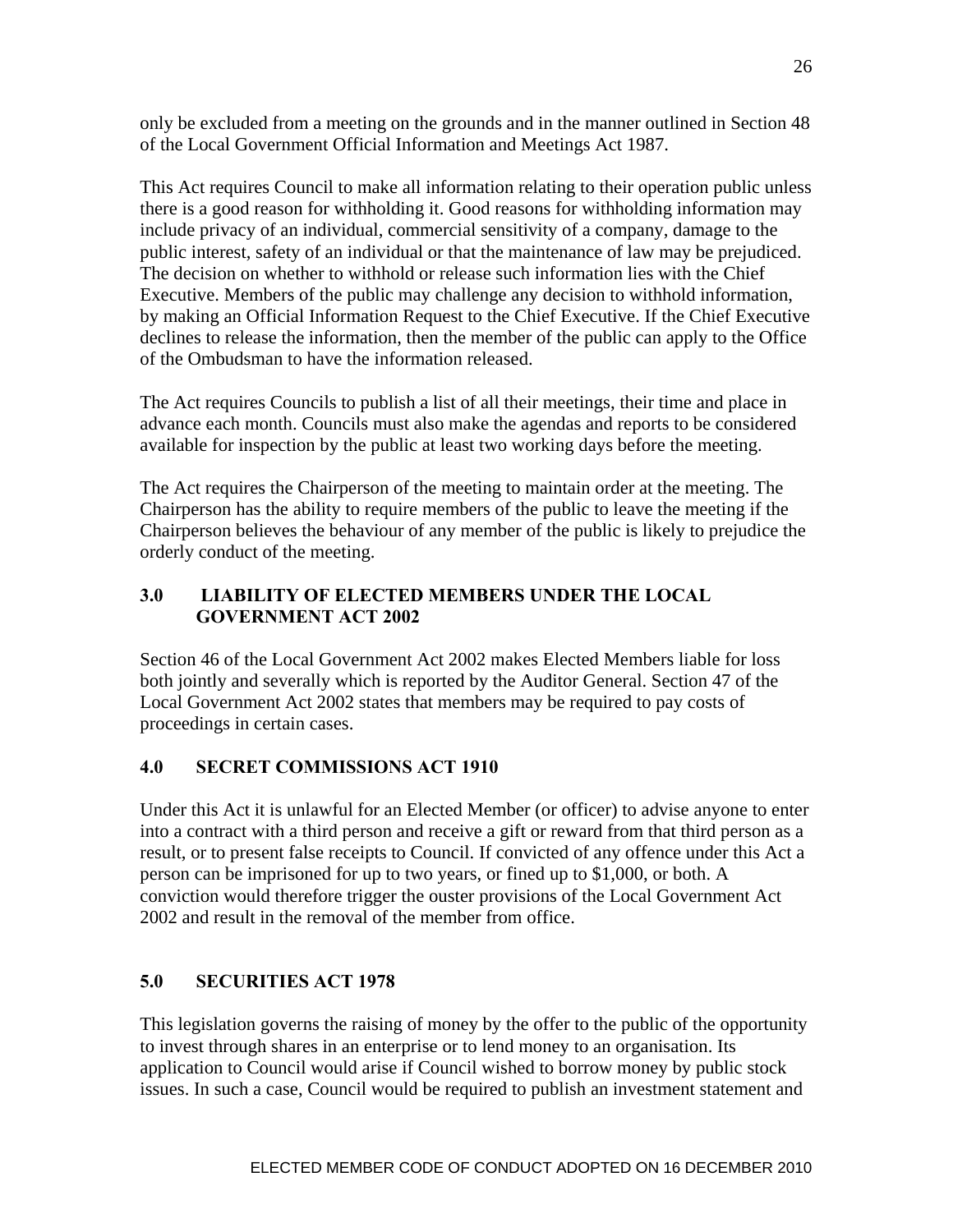only be excluded from a meeting on the grounds and in the manner outlined in Section 48 of the Local Government Official Information and Meetings Act 1987.

This Act requires Council to make all information relating to their operation public unless there is a good reason for withholding it. Good reasons for withholding information may include privacy of an individual, commercial sensitivity of a company, damage to the public interest, safety of an individual or that the maintenance of law may be prejudiced. The decision on whether to withhold or release such information lies with the Chief Executive. Members of the public may challenge any decision to withhold information, by making an Official Information Request to the Chief Executive. If the Chief Executive declines to release the information, then the member of the public can apply to the Office of the Ombudsman to have the information released.

The Act requires Councils to publish a list of all their meetings, their time and place in advance each month. Councils must also make the agendas and reports to be considered available for inspection by the public at least two working days before the meeting.

The Act requires the Chairperson of the meeting to maintain order at the meeting. The Chairperson has the ability to require members of the public to leave the meeting if the Chairperson believes the behaviour of any member of the public is likely to prejudice the orderly conduct of the meeting.

## 3.0 LIABILITY OF ELECTED MEMBERS UNDER THE LOCAL GOVERNMENT ACT 2002

Section 46 of the Local Government Act 2002 makes Elected Members liable for loss both jointly and severally which is reported by the Auditor General. Section 47 of the Local Government Act 2002 states that members may be required to pay costs of proceedings in certain cases.

## 4.0 SECRET COMMISSIONS ACT 1910

Under this Act it is unlawful for an Elected Member (or officer) to advise anyone to enter into a contract with a third person and receive a gift or reward from that third person as a result, or to present false receipts to Council. If convicted of any offence under this Act a person can be imprisoned for up to two years, or fined up to $1,000, or both. A conviction would therefore trigger the ouster provisions of the Local Government Act 2002 and result in the removal of the member from office.

## 5.0 SECURITIES ACT 1978

This legislation governs the raising of money by the offer to the public of the opportunity to invest through shares in an enterprise or to lend money to an organisation. Its application to Council would arise if Council wished to borrow money by public stock issues. In such a case, Council would be required to publish an investment statement and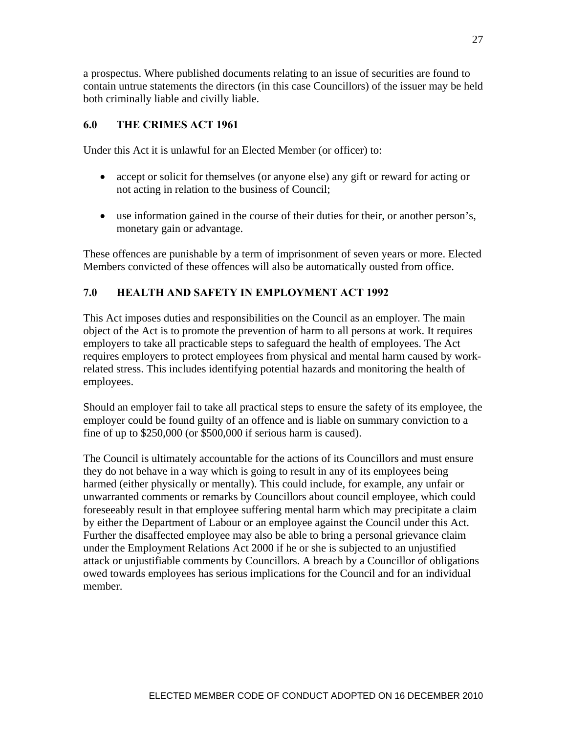a prospectus. Where published documents relating to an issue of securities are found to contain untrue statements the directors (in this case Councillors) of the issuer may be held both criminally liable and civilly liable.

## 6.0 THE CRIMES ACT 1961

Under this Act it is unlawful for an Elected Member (or officer) to:

- accept or solicit for themselves (or anyone else) any gift or reward for acting or not acting in relation to the business of Council;
- use information gained in the course of their duties for their, or another person's, monetary gain or advantage.

These offences are punishable by a term of imprisonment of seven years or more. Elected Members convicted of these offences will also be automatically ousted from office.

## 7.0 HEALTH AND SAFETY IN EMPLOYMENT ACT 1992

This Act imposes duties and responsibilities on the Council as an employer. The main object of the Act is to promote the prevention of harm to all persons at work. It requires employers to take all practicable steps to safeguard the health of employees. The Act requires employers to protect employees from physical and mental harm caused by work-related stress. This includes identifying potential hazards and monitoring the health of employees.

Should an employer fail to take all practical steps to ensure the safety of its employee, the employer could be found guilty of an offence and is liable on summary conviction to a fine of up to $250,000 (or $500,000 if serious harm is caused).

The Council is ultimately accountable for the actions of its Councillors and must ensure they do not behave in a way which is going to result in any of its employees being harmed (either physically or mentally). This could include, for example, any unfair or unwarranted comments or remarks by Councillors about council employee, which could foreseeably result in that employee suffering mental harm which may precipitate a claim by either the Department of Labour or an employee against the Council under this Act. Further the disaffected employee may also be able to bring a personal grievance claim under the Employment Relations Act 2000 if he or she is subjected to an unjustified attack or unjustifiable comments by Councillors. A breach by a Councillor of obligations owed towards employees has serious implications for the Council and for an individual member.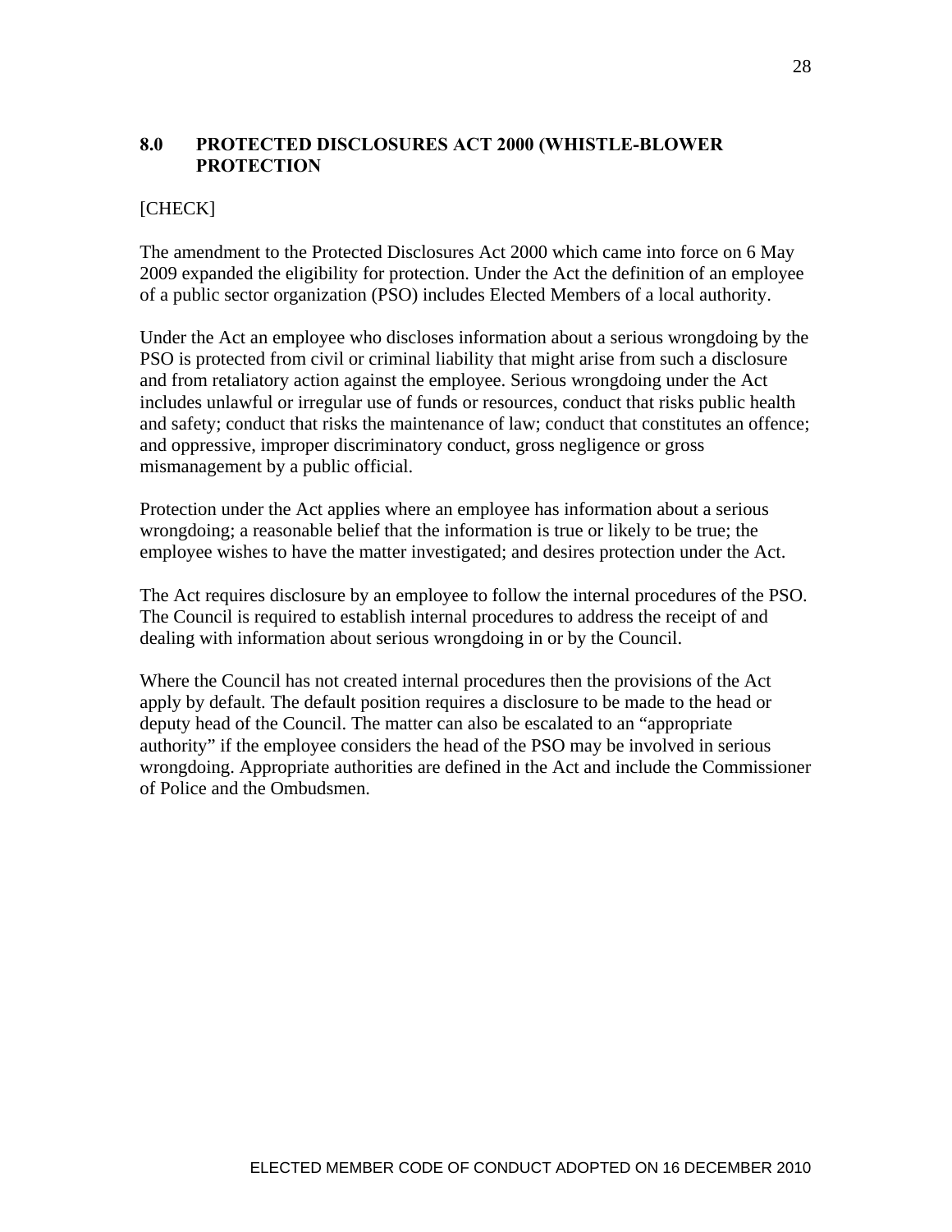## 8.0 PROTECTED DISCLOSURES ACT 2000 (WHISTLE-BLOWER PROTECTION

[CHECK]

The amendment to the Protected Disclosures Act 2000 which came into force on 6 May 2009 expanded the eligibility for protection. Under the Act the definition of an employee of a public sector organization (PSO) includes Elected Members of a local authority.

Under the Act an employee who discloses information about a serious wrongdoing by the PSO is protected from civil or criminal liability that might arise from such a disclosure and from retaliatory action against the employee. Serious wrongdoing under the Act includes unlawful or irregular use of funds or resources, conduct that risks public health and safety; conduct that risks the maintenance of law; conduct that constitutes an offence; and oppressive, improper discriminatory conduct, gross negligence or gross mismanagement by a public official.

Protection under the Act applies where an employee has information about a serious wrongdoing; a reasonable belief that the information is true or likely to be true; the employee wishes to have the matter investigated; and desires protection under the Act.

The Act requires disclosure by an employee to follow the internal procedures of the PSO. The Council is required to establish internal procedures to address the receipt of and dealing with information about serious wrongdoing in or by the Council.

Where the Council has not created internal procedures then the provisions of the Act apply by default. The default position requires a disclosure to be made to the head or deputy head of the Council. The matter can also be escalated to an "appropriate authority" if the employee considers the head of the PSO may be involved in serious wrongdoing. Appropriate authorities are defined in the Act and include the Commissioner of Police and the Ombudsmen.